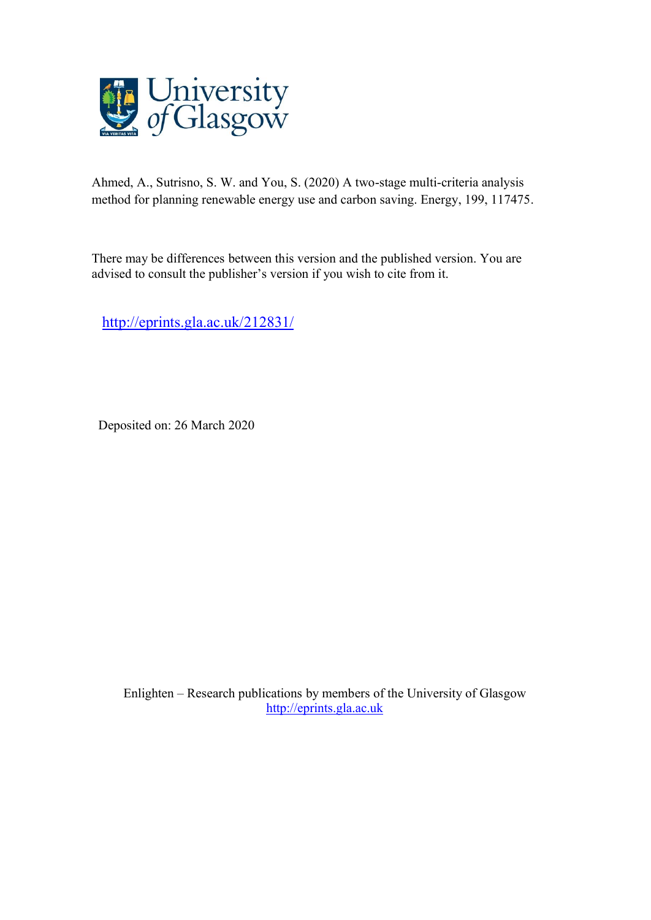University of Glasgow

Ahmed, A., Sutrisno, S. W. and You, S. (2020) A two-stage multi-criteria analysis method for planning renewable energy use and carbon saving. Energy, 199, 117475.

There may be differences between this version and the published version. You are advised to consult the publisher's version if you wish to cite from it.

http://eprints.gla.ac.uk/212831/

Deposited on: 26 March 2020

Enlighten – Research publications by members of the University of Glasgow
http://eprints.gla.ac.uk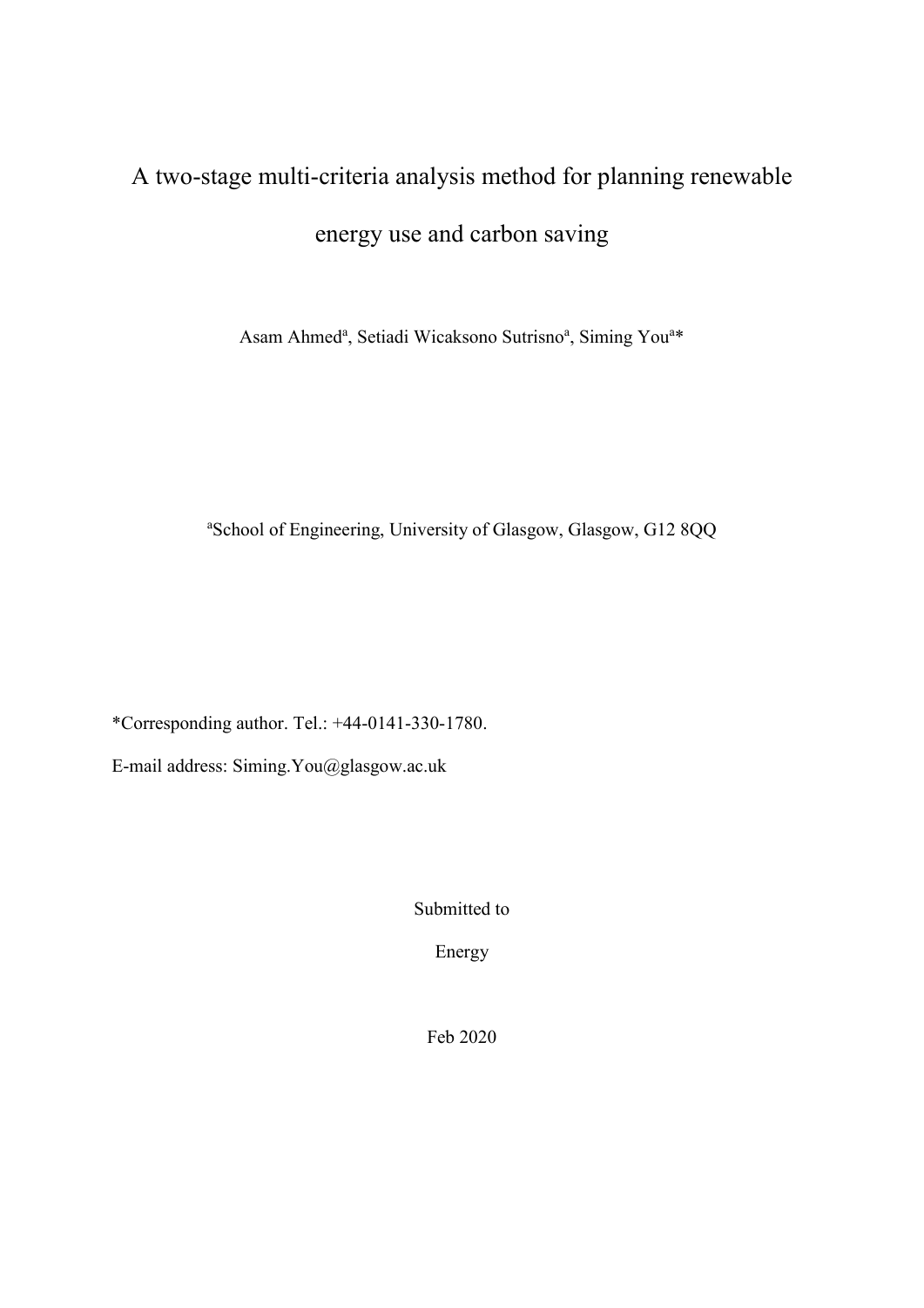# A two-stage multi-criteria analysis method for planning renewable energy use and carbon saving

Asam Ahmed[a], Setiadi Wicaksono Sutrisno[a], Siming You[a]*

[a]School of Engineering, University of Glasgow, Glasgow, G12 8QQ

*Corresponding author. Tel.: +44-0141-330-1780.

E-mail address: Siming.You@glasgow.ac.uk

Submitted to

Energy

Feb 2020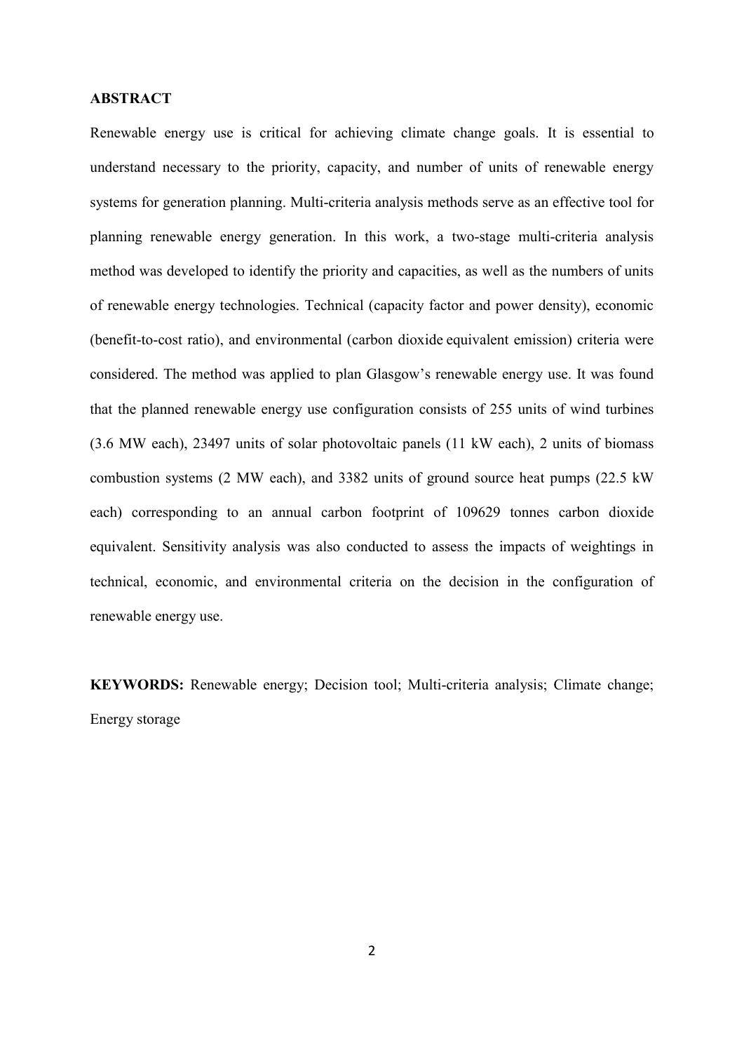**ABSTRACT**

Renewable energy use is critical for achieving climate change goals. It is essential to understand necessary to the priority, capacity, and number of units of renewable energy systems for generation planning. Multi-criteria analysis methods serve as an effective tool for planning renewable energy generation. In this work, a two-stage multi-criteria analysis method was developed to identify the priority and capacities, as well as the numbers of units of renewable energy technologies. Technical (capacity factor and power density), economic (benefit-to-cost ratio), and environmental (carbon dioxide equivalent emission) criteria were considered. The method was applied to plan Glasgow's renewable energy use. It was found that the planned renewable energy use configuration consists of 255 units of wind turbines (3.6 MW each), 23497 units of solar photovoltaic panels (11 kW each), 2 units of biomass combustion systems (2 MW each), and 3382 units of ground source heat pumps (22.5 kW each) corresponding to an annual carbon footprint of 109629 tonnes carbon dioxide equivalent. Sensitivity analysis was also conducted to assess the impacts of weightings in technical, economic, and environmental criteria on the decision in the configuration of renewable energy use.

**KEYWORDS:** Renewable energy; Decision tool; Multi-criteria analysis; Climate change; Energy storage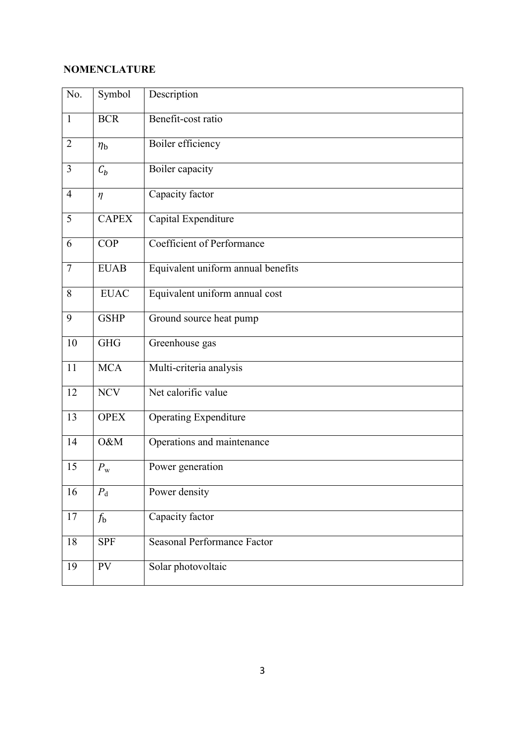**NOMENCLATURE**

| No. | Symbol | Description |
|---|---|---|
| 1 | BCR | Benefit-cost ratio |
| 2 | $\eta_b$ | Boiler efficiency |
| 3 | $C_b$ | Boiler capacity |
| 4 | $\eta$ | Capacity factor |
| 5 | CAPEX | Capital Expenditure |
| 6 | COP | Coefficient of Performance |
| 7 | EUAB | Equivalent uniform annual benefits |
| 8 | EUAC | Equivalent uniform annual cost |
| 9 | GSHP | Ground source heat pump |
| 10 | GHG | Greenhouse gas |
| 11 | MCA | Multi-criteria analysis |
| 12 | NCV | Net calorific value |
| 13 | OPEX | Operating Expenditure |
| 14 | O&M | Operations and maintenance |
| 15 | $P_w$ | Power generation |
| 16 | $P_d$ | Power density |
| 17 | $f_b$ | Capacity factor |
| 18 | SPF | Seasonal Performance Factor |
| 19 | PV | Solar photovoltaic |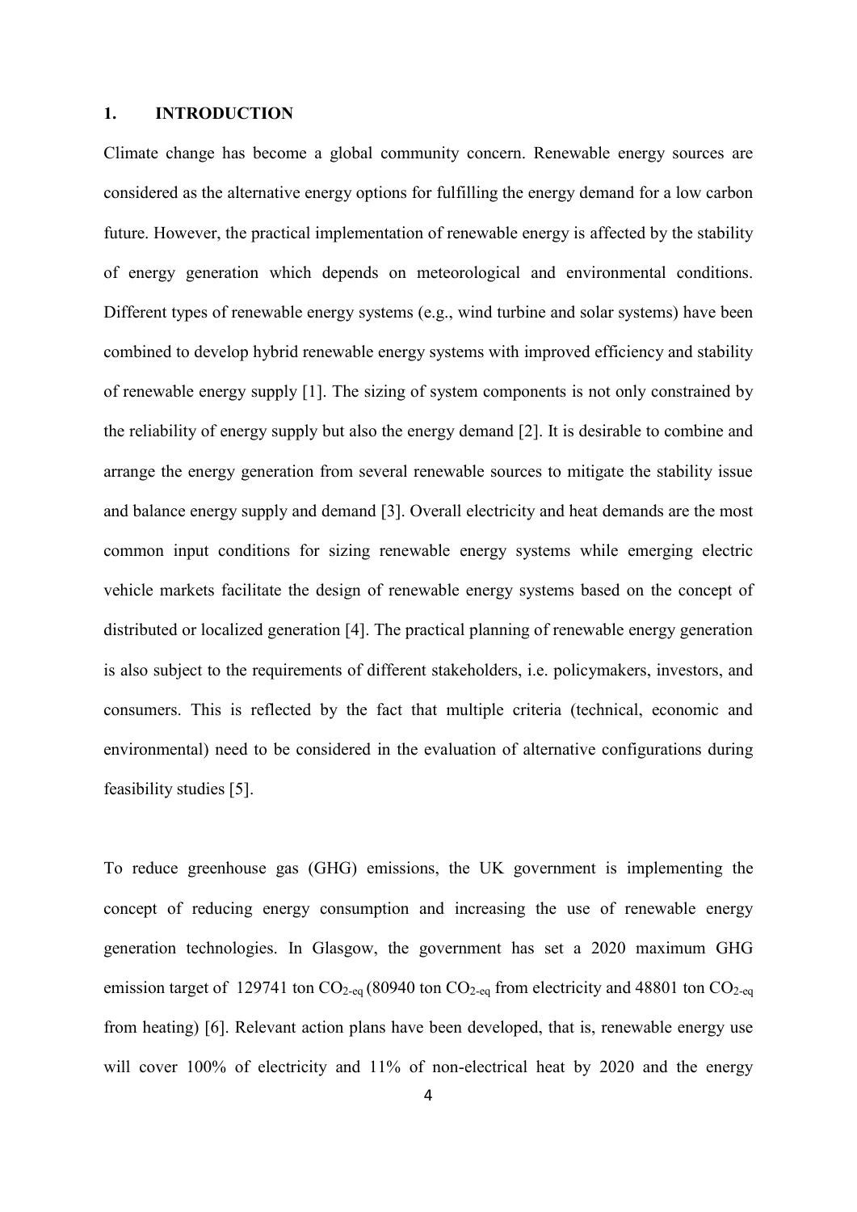## 1. INTRODUCTION

Climate change has become a global community concern. Renewable energy sources are considered as the alternative energy options for fulfilling the energy demand for a low carbon future. However, the practical implementation of renewable energy is affected by the stability of energy generation which depends on meteorological and environmental conditions. Different types of renewable energy systems (e.g., wind turbine and solar systems) have been combined to develop hybrid renewable energy systems with improved efficiency and stability of renewable energy supply [1]. The sizing of system components is not only constrained by the reliability of energy supply but also the energy demand [2]. It is desirable to combine and arrange the energy generation from several renewable sources to mitigate the stability issue and balance energy supply and demand [3]. Overall electricity and heat demands are the most common input conditions for sizing renewable energy systems while emerging electric vehicle markets facilitate the design of renewable energy systems based on the concept of distributed or localized generation [4]. The practical planning of renewable energy generation is also subject to the requirements of different stakeholders, i.e. policymakers, investors, and consumers. This is reflected by the fact that multiple criteria (technical, economic and environmental) need to be considered in the evaluation of alternative configurations during feasibility studies [5].

To reduce greenhouse gas (GHG) emissions, the UK government is implementing the concept of reducing energy consumption and increasing the use of renewable energy generation technologies. In Glasgow, the government has set a 2020 maximum GHG emission target of 129741 ton $CO_{2\text{-eq}}$ (80940 ton $CO_{2\text{-eq}}$ from electricity and 48801 ton $CO_{2\text{-eq}}$ from heating) [6]. Relevant action plans have been developed, that is, renewable energy use will cover 100% of electricity and 11% of non-electrical heat by 2020 and the energy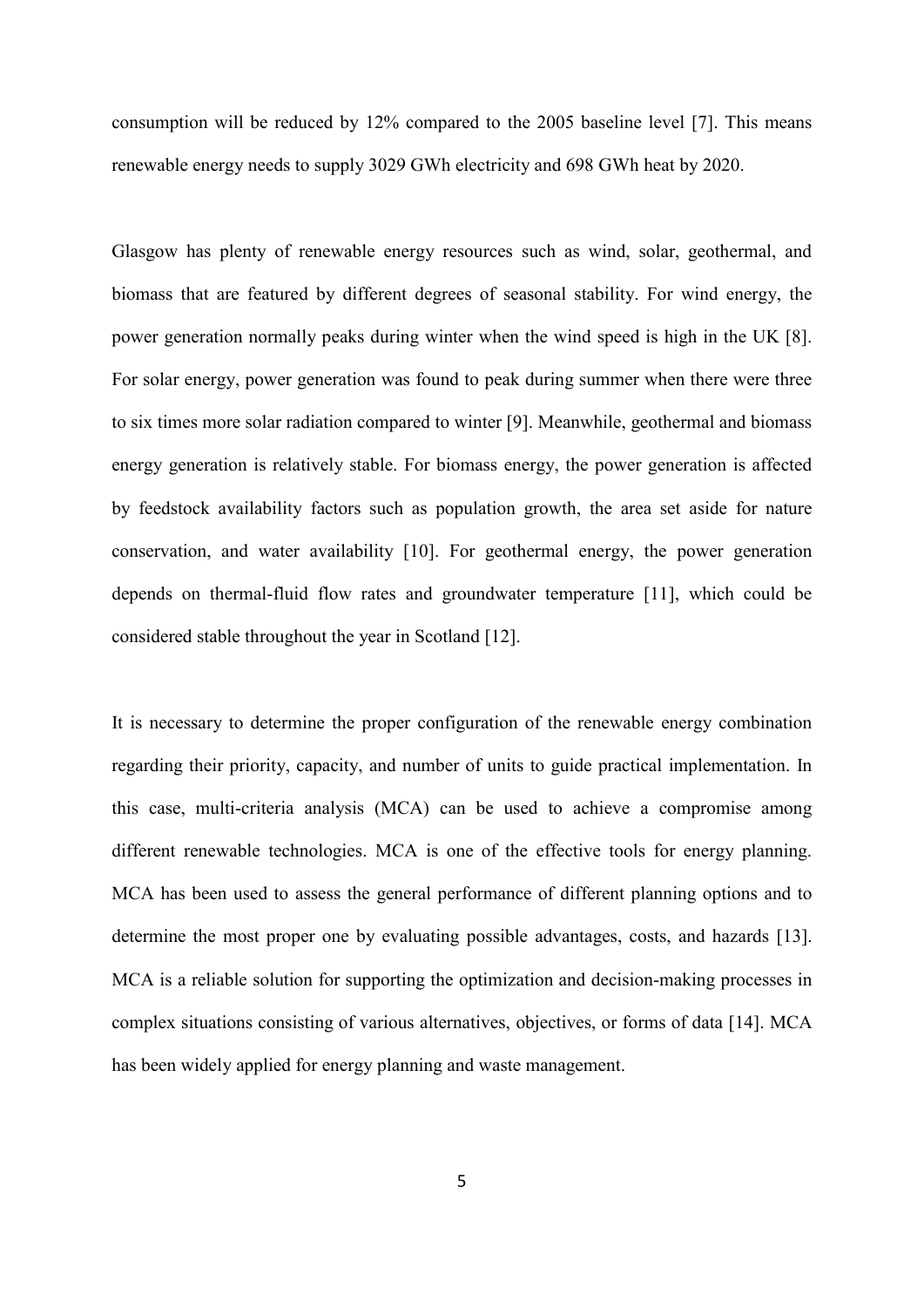consumption will be reduced by 12% compared to the 2005 baseline level [7]. This means renewable energy needs to supply 3029 GWh electricity and 698 GWh heat by 2020.

Glasgow has plenty of renewable energy resources such as wind, solar, geothermal, and biomass that are featured by different degrees of seasonal stability. For wind energy, the power generation normally peaks during winter when the wind speed is high in the UK [8]. For solar energy, power generation was found to peak during summer when there were three to six times more solar radiation compared to winter [9]. Meanwhile, geothermal and biomass energy generation is relatively stable. For biomass energy, the power generation is affected by feedstock availability factors such as population growth, the area set aside for nature conservation, and water availability [10]. For geothermal energy, the power generation depends on thermal-fluid flow rates and groundwater temperature [11], which could be considered stable throughout the year in Scotland [12].

It is necessary to determine the proper configuration of the renewable energy combination regarding their priority, capacity, and number of units to guide practical implementation. In this case, multi-criteria analysis (MCA) can be used to achieve a compromise among different renewable technologies. MCA is one of the effective tools for energy planning. MCA has been used to assess the general performance of different planning options and to determine the most proper one by evaluating possible advantages, costs, and hazards [13]. MCA is a reliable solution for supporting the optimization and decision-making processes in complex situations consisting of various alternatives, objectives, or forms of data [14]. MCA has been widely applied for energy planning and waste management.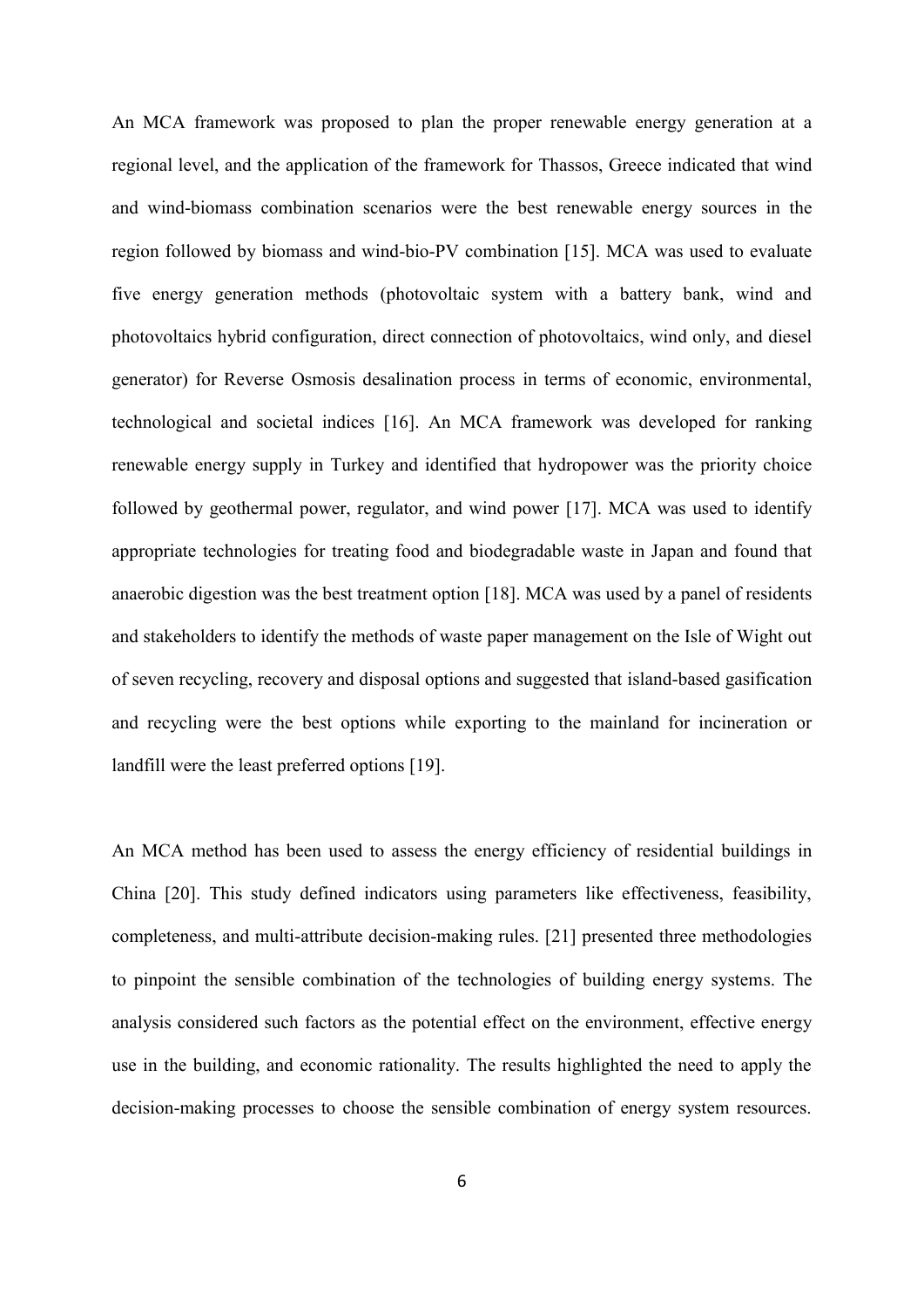An MCA framework was proposed to plan the proper renewable energy generation at a regional level, and the application of the framework for Thassos, Greece indicated that wind and wind-biomass combination scenarios were the best renewable energy sources in the region followed by biomass and wind-bio-PV combination [15]. MCA was used to evaluate five energy generation methods (photovoltaic system with a battery bank, wind and photovoltaics hybrid configuration, direct connection of photovoltaics, wind only, and diesel generator) for Reverse Osmosis desalination process in terms of economic, environmental, technological and societal indices [16]. An MCA framework was developed for ranking renewable energy supply in Turkey and identified that hydropower was the priority choice followed by geothermal power, regulator, and wind power [17]. MCA was used to identify appropriate technologies for treating food and biodegradable waste in Japan and found that anaerobic digestion was the best treatment option [18]. MCA was used by a panel of residents and stakeholders to identify the methods of waste paper management on the Isle of Wight out of seven recycling, recovery and disposal options and suggested that island-based gasification and recycling were the best options while exporting to the mainland for incineration or landfill were the least preferred options [19].

An MCA method has been used to assess the energy efficiency of residential buildings in China [20]. This study defined indicators using parameters like effectiveness, feasibility, completeness, and multi-attribute decision-making rules. [21] presented three methodologies to pinpoint the sensible combination of the technologies of building energy systems. The analysis considered such factors as the potential effect on the environment, effective energy use in the building, and economic rationality. The results highlighted the need to apply the decision-making processes to choose the sensible combination of energy system resources.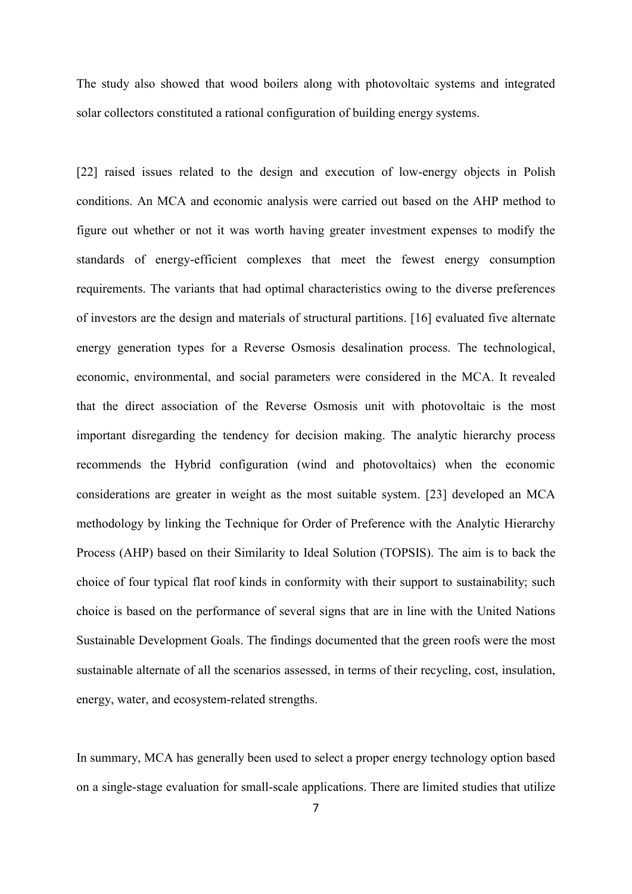The study also showed that wood boilers along with photovoltaic systems and integrated solar collectors constituted a rational configuration of building energy systems.

[22] raised issues related to the design and execution of low-energy objects in Polish conditions. An MCA and economic analysis were carried out based on the AHP method to figure out whether or not it was worth having greater investment expenses to modify the standards of energy-efficient complexes that meet the fewest energy consumption requirements. The variants that had optimal characteristics owing to the diverse preferences of investors are the design and materials of structural partitions. [16] evaluated five alternate energy generation types for a Reverse Osmosis desalination process. The technological, economic, environmental, and social parameters were considered in the MCA. It revealed that the direct association of the Reverse Osmosis unit with photovoltaic is the most important disregarding the tendency for decision making. The analytic hierarchy process recommends the Hybrid configuration (wind and photovoltaics) when the economic considerations are greater in weight as the most suitable system. [23] developed an MCA methodology by linking the Technique for Order of Preference with the Analytic Hierarchy Process (AHP) based on their Similarity to Ideal Solution (TOPSIS). The aim is to back the choice of four typical flat roof kinds in conformity with their support to sustainability; such choice is based on the performance of several signs that are in line with the United Nations Sustainable Development Goals. The findings documented that the green roofs were the most sustainable alternate of all the scenarios assessed, in terms of their recycling, cost, insulation, energy, water, and ecosystem-related strengths.

In summary, MCA has generally been used to select a proper energy technology option based on a single-stage evaluation for small-scale applications. There are limited studies that utilize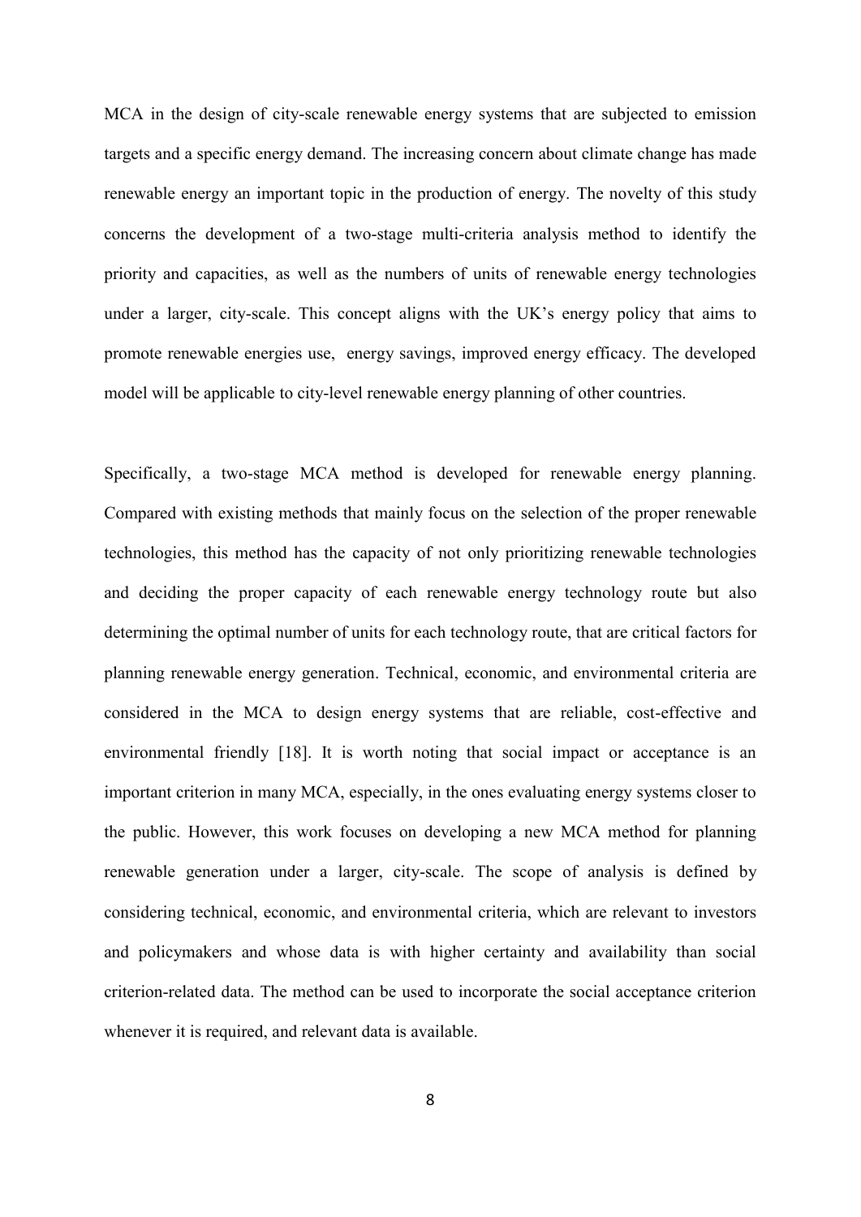MCA in the design of city-scale renewable energy systems that are subjected to emission targets and a specific energy demand. The increasing concern about climate change has made renewable energy an important topic in the production of energy. The novelty of this study concerns the development of a two-stage multi-criteria analysis method to identify the priority and capacities, as well as the numbers of units of renewable energy technologies under a larger, city-scale. This concept aligns with the UK's energy policy that aims to promote renewable energies use, energy savings, improved energy efficacy. The developed model will be applicable to city-level renewable energy planning of other countries.

Specifically, a two-stage MCA method is developed for renewable energy planning. Compared with existing methods that mainly focus on the selection of the proper renewable technologies, this method has the capacity of not only prioritizing renewable technologies and deciding the proper capacity of each renewable energy technology route but also determining the optimal number of units for each technology route, that are critical factors for planning renewable energy generation. Technical, economic, and environmental criteria are considered in the MCA to design energy systems that are reliable, cost-effective and environmental friendly [18]. It is worth noting that social impact or acceptance is an important criterion in many MCA, especially, in the ones evaluating energy systems closer to the public. However, this work focuses on developing a new MCA method for planning renewable generation under a larger, city-scale. The scope of analysis is defined by considering technical, economic, and environmental criteria, which are relevant to investors and policymakers and whose data is with higher certainty and availability than social criterion-related data. The method can be used to incorporate the social acceptance criterion whenever it is required, and relevant data is available.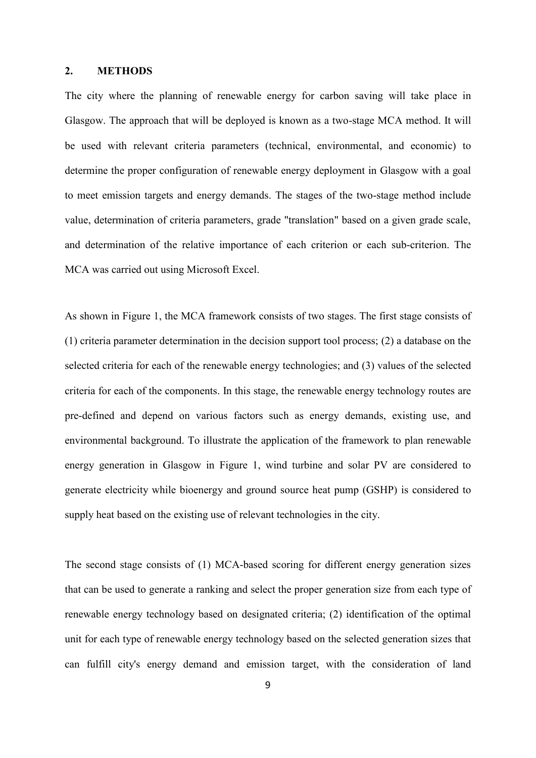## 2. METHODS

The city where the planning of renewable energy for carbon saving will take place in Glasgow. The approach that will be deployed is known as a two-stage MCA method. It will be used with relevant criteria parameters (technical, environmental, and economic) to determine the proper configuration of renewable energy deployment in Glasgow with a goal to meet emission targets and energy demands. The stages of the two-stage method include value, determination of criteria parameters, grade "translation" based on a given grade scale, and determination of the relative importance of each criterion or each sub-criterion. The MCA was carried out using Microsoft Excel.

As shown in Figure 1, the MCA framework consists of two stages. The first stage consists of (1) criteria parameter determination in the decision support tool process; (2) a database on the selected criteria for each of the renewable energy technologies; and (3) values of the selected criteria for each of the components. In this stage, the renewable energy technology routes are pre-defined and depend on various factors such as energy demands, existing use, and environmental background. To illustrate the application of the framework to plan renewable energy generation in Glasgow in Figure 1, wind turbine and solar PV are considered to generate electricity while bioenergy and ground source heat pump (GSHP) is considered to supply heat based on the existing use of relevant technologies in the city.

The second stage consists of (1) MCA-based scoring for different energy generation sizes that can be used to generate a ranking and select the proper generation size from each type of renewable energy technology based on designated criteria; (2) identification of the optimal unit for each type of renewable energy technology based on the selected generation sizes that can fulfill city's energy demand and emission target, with the consideration of land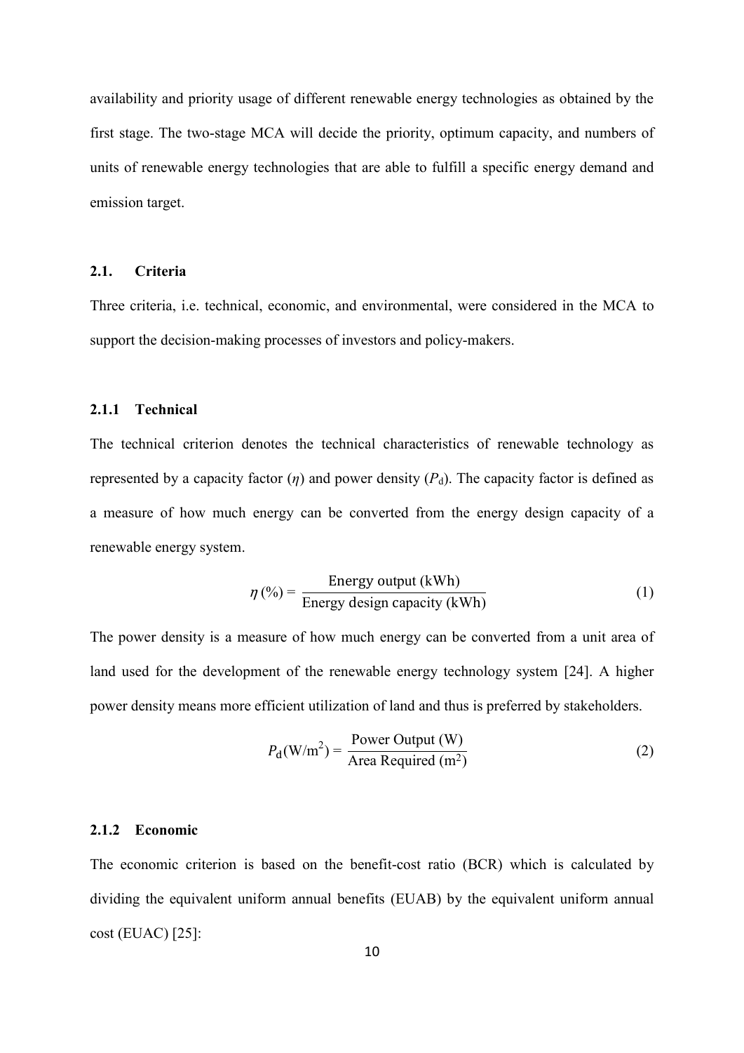availability and priority usage of different renewable energy technologies as obtained by the first stage. The two-stage MCA will decide the priority, optimum capacity, and numbers of units of renewable energy technologies that are able to fulfill a specific energy demand and emission target.

## 2.1. Criteria

Three criteria, i.e. technical, economic, and environmental, were considered in the MCA to support the decision-making processes of investors and policy-makers.

### 2.1.1 Technical

The technical criterion denotes the technical characteristics of renewable technology as represented by a capacity factor ($\eta$) and power density ($P_d$). The capacity factor is defined as a measure of how much energy can be converted from the energy design capacity of a renewable energy system.

$$\eta\,(\%) = \frac{\text{Energy output (kWh)}}{\text{Energy design capacity (kWh)}} \tag{1}$$

The power density is a measure of how much energy can be converted from a unit area of land used for the development of the renewable energy technology system [24]. A higher power density means more efficient utilization of land and thus is preferred by stakeholders.

$$P_d(\text{W/m}^2) = \frac{\text{Power Output (W)}}{\text{Area Required (m}^2\text{)}} \tag{2}$$

### 2.1.2 Economic

The economic criterion is based on the benefit-cost ratio (BCR) which is calculated by dividing the equivalent uniform annual benefits (EUAB) by the equivalent uniform annual cost (EUAC) [25]: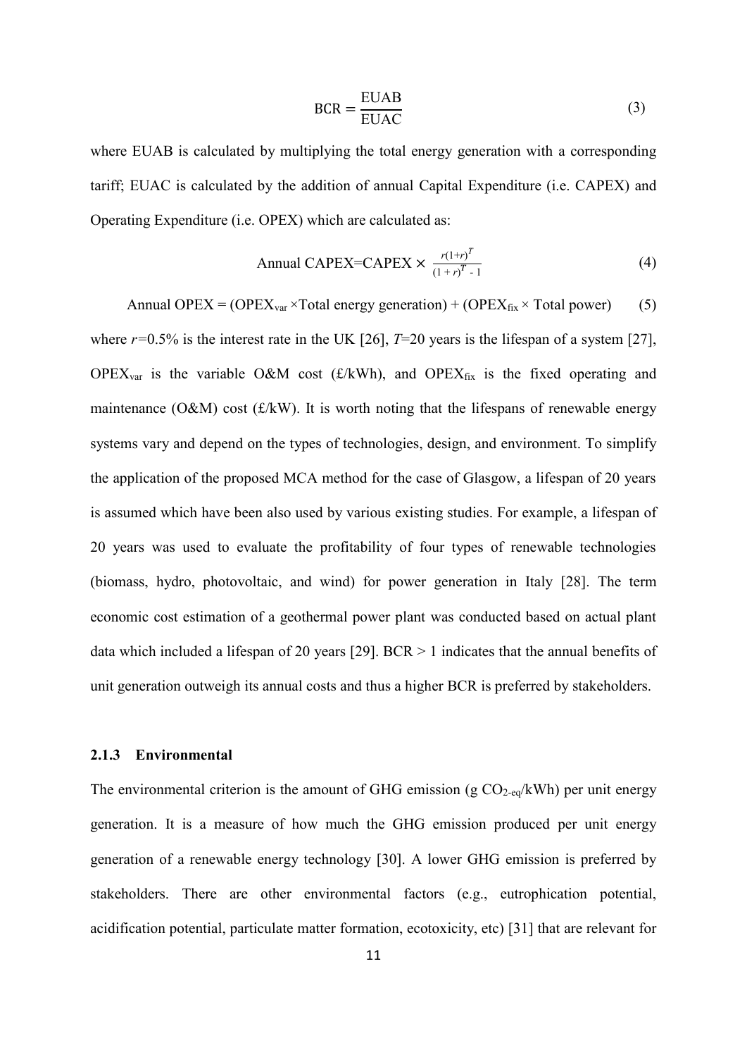$$\mathrm{BCR} = \frac{\mathrm{EUAB}}{\mathrm{EUAC}} \tag{3}$$

where EUAB is calculated by multiplying the total energy generation with a corresponding tariff; EUAC is calculated by the addition of annual Capital Expenditure (i.e. CAPEX) and Operating Expenditure (i.e. OPEX) which are calculated as:

$$\text{Annual CAPEX} = \text{CAPEX} \times \frac{r(1+r)^T}{(1+r)^T - 1} \tag{4}$$

$$\text{Annual OPEX} = (\text{OPEX}_{var} \times \text{Total energy generation}) + (\text{OPEX}_{fix} \times \text{Total power}) \tag{5}$$

where $r$=0.5% is the interest rate in the UK [26], $T$=20 years is the lifespan of a system [27], $\text{OPEX}_{var}$ is the variable O&M cost (£/kWh), and $\text{OPEX}_{fix}$ is the fixed operating and maintenance (O&M) cost (£/kW). It is worth noting that the lifespans of renewable energy systems vary and depend on the types of technologies, design, and environment. To simplify the application of the proposed MCA method for the case of Glasgow, a lifespan of 20 years is assumed which have been also used by various existing studies. For example, a lifespan of 20 years was used to evaluate the profitability of four types of renewable technologies (biomass, hydro, photovoltaic, and wind) for power generation in Italy [28]. The term economic cost estimation of a geothermal power plant was conducted based on actual plant data which included a lifespan of 20 years [29]. BCR > 1 indicates that the annual benefits of unit generation outweigh its annual costs and thus a higher BCR is preferred by stakeholders.

### 2.1.3 Environmental

The environmental criterion is the amount of GHG emission (g $CO_{2\text{-eq}}$/kWh) per unit energy generation. It is a measure of how much the GHG emission produced per unit energy generation of a renewable energy technology [30]. A lower GHG emission is preferred by stakeholders. There are other environmental factors (e.g., eutrophication potential, acidification potential, particulate matter formation, ecotoxicity, etc) [31] that are relevant for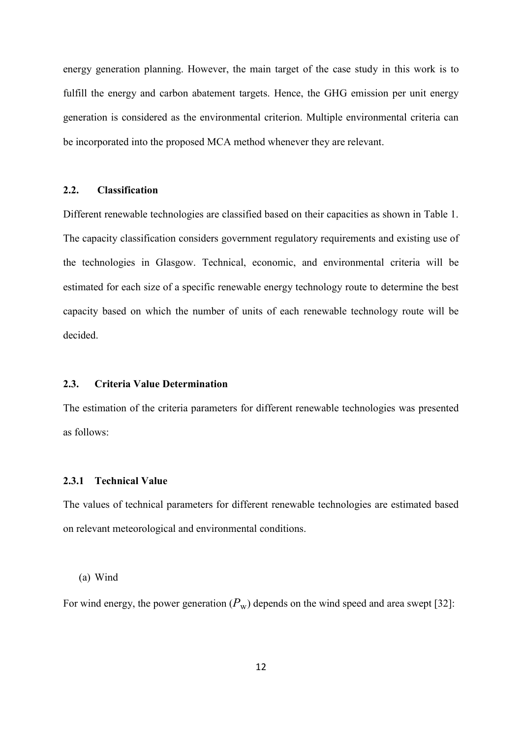energy generation planning. However, the main target of the case study in this work is to fulfill the energy and carbon abatement targets. Hence, the GHG emission per unit energy generation is considered as the environmental criterion. Multiple environmental criteria can be incorporated into the proposed MCA method whenever they are relevant.

### 2.2. Classification

Different renewable technologies are classified based on their capacities as shown in Table 1. The capacity classification considers government regulatory requirements and existing use of the technologies in Glasgow. Technical, economic, and environmental criteria will be estimated for each size of a specific renewable energy technology route to determine the best capacity based on which the number of units of each renewable technology route will be decided.

### 2.3. Criteria Value Determination

The estimation of the criteria parameters for different renewable technologies was presented as follows:

#### 2.3.1 Technical Value

The values of technical parameters for different renewable technologies are estimated based on relevant meteorological and environmental conditions.

(a) Wind

For wind energy, the power generation ($P_w$) depends on the wind speed and area swept [32]: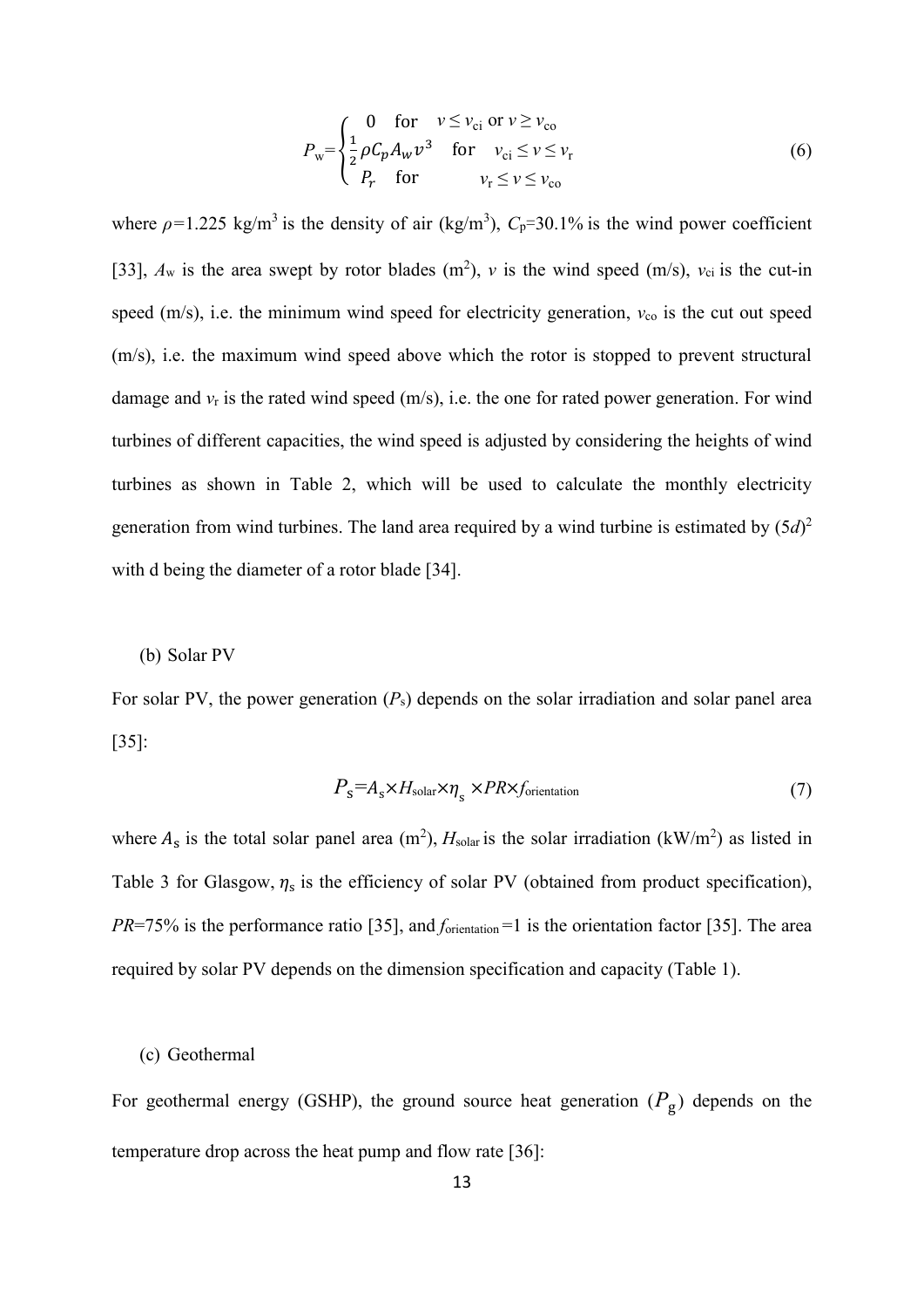$$P_w = \begin{cases} 0 \quad \text{for} \quad v \leq v_{ci} \text{ or } v \geq v_{co} \\ \frac{1}{2}\rho C_p A_w v^3 \quad \text{for} \quad v_{ci} \leq v \leq v_r \\ P_r \quad \text{for} \quad v_r \leq v \leq v_{co} \end{cases} \tag{6}$$

where $\rho$=1.225 kg/m$^3$ is the density of air (kg/m$^3$), $C_p$=30.1% is the wind power coefficient [33], $A_w$ is the area swept by rotor blades (m$^2$), $v$ is the wind speed (m/s), $v_{ci}$ is the cut-in speed (m/s), i.e. the minimum wind speed for electricity generation, $v_{co}$ is the cut out speed (m/s), i.e. the maximum wind speed above which the rotor is stopped to prevent structural damage and $v_r$ is the rated wind speed (m/s), i.e. the one for rated power generation. For wind turbines of different capacities, the wind speed is adjusted by considering the heights of wind turbines as shown in Table 2, which will be used to calculate the monthly electricity generation from wind turbines. The land area required by a wind turbine is estimated by $(5d)^2$ with d being the diameter of a rotor blade [34].

(b) Solar PV

For solar PV, the power generation ($P_s$) depends on the solar irradiation and solar panel area [35]:

$$P_s = A_s \times H_{solar} \times \eta_s \times PR \times f_{orientation} \tag{7}$$

where $A_s$ is the total solar panel area (m$^2$), $H_{solar}$ is the solar irradiation (kW/m$^2$) as listed in Table 3 for Glasgow, $\eta_s$ is the efficiency of solar PV (obtained from product specification), $PR$=75% is the performance ratio [35], and $f_{orientation}$=1 is the orientation factor [35]. The area required by solar PV depends on the dimension specification and capacity (Table 1).

(c) Geothermal

For geothermal energy (GSHP), the ground source heat generation ($P_g$) depends on the temperature drop across the heat pump and flow rate [36]: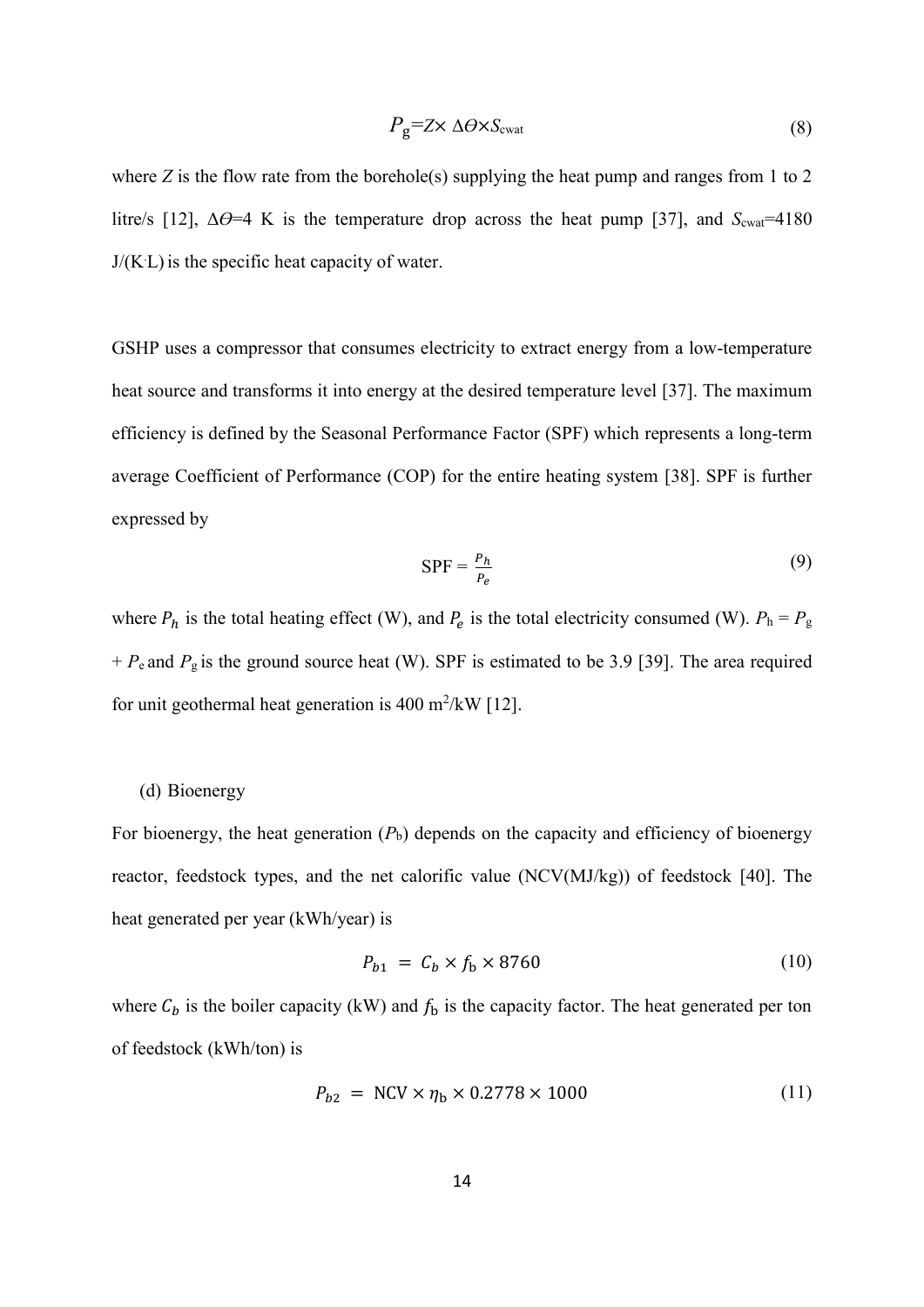$$P_g = Z \times \Delta\Theta \times S_{cwat} \tag{8}$$

where $Z$ is the flow rate from the borehole(s) supplying the heat pump and ranges from 1 to 2 litre/s [12], $\Delta\Theta$=4 K is the temperature drop across the heat pump [37], and $S_{cwat}$=4180 J/(K·L) is the specific heat capacity of water.

GSHP uses a compressor that consumes electricity to extract energy from a low-temperature heat source and transforms it into energy at the desired temperature level [37]. The maximum efficiency is defined by the Seasonal Performance Factor (SPF) which represents a long-term average Coefficient of Performance (COP) for the entire heating system [38]. SPF is further expressed by

$$\text{SPF} = \frac{P_h}{P_e} \tag{9}$$

where $P_h$ is the total heating effect (W), and $P_e$ is the total electricity consumed (W). $P_h = P_g + P_e$ and $P_g$ is the ground source heat (W). SPF is estimated to be 3.9 [39]. The area required for unit geothermal heat generation is 400 $m^2$/kW [12].

(d) Bioenergy

For bioenergy, the heat generation ($P_b$) depends on the capacity and efficiency of bioenergy reactor, feedstock types, and the net calorific value (NCV(MJ/kg)) of feedstock [40]. The heat generated per year (kWh/year) is

$$P_{b1} = C_b \times f_b \times 8760 \tag{10}$$

where $C_b$ is the boiler capacity (kW) and $f_b$ is the capacity factor. The heat generated per ton of feedstock (kWh/ton) is

$$P_{b2} = \text{NCV} \times \eta_b \times 0.2778 \times 1000 \tag{11}$$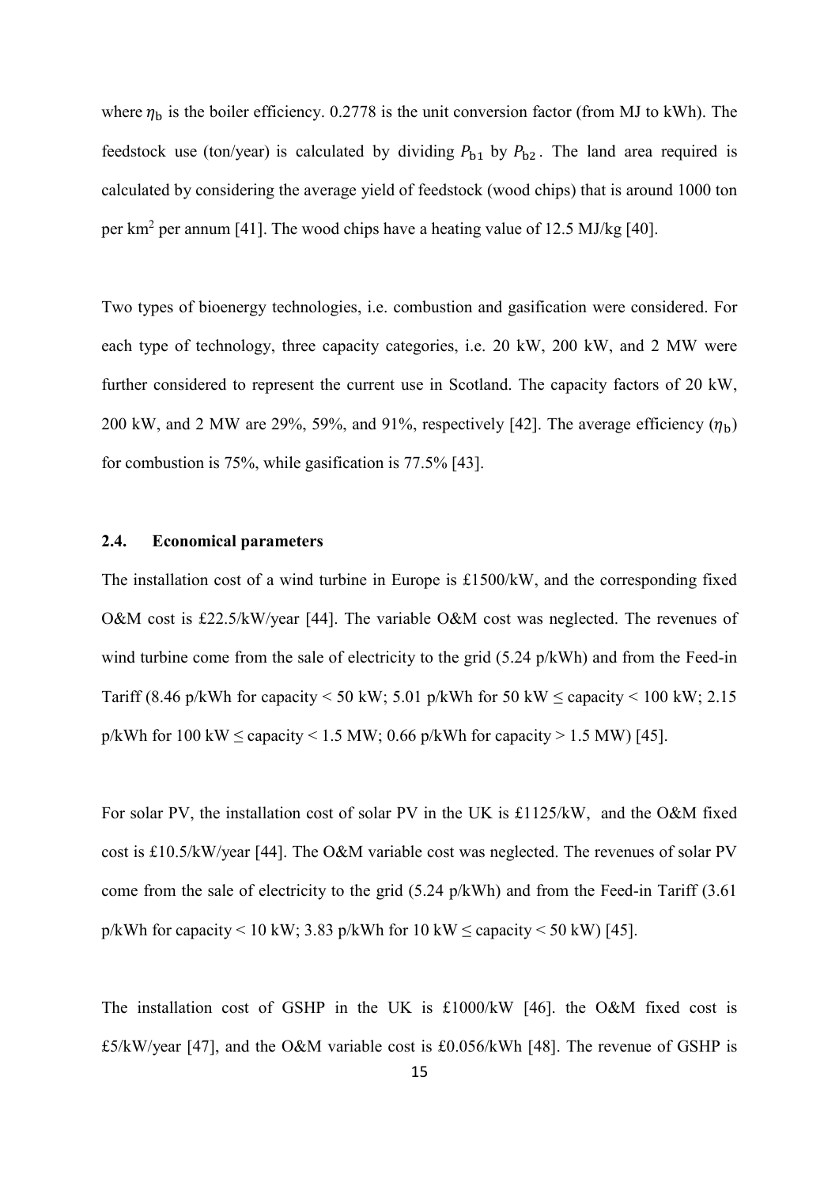where $\eta_b$ is the boiler efficiency. 0.2778 is the unit conversion factor (from MJ to kWh). The feedstock use (ton/year) is calculated by dividing $P_{b1}$ by $P_{b2}$. The land area required is calculated by considering the average yield of feedstock (wood chips) that is around 1000 ton per km$^2$ per annum [41]. The wood chips have a heating value of 12.5 MJ/kg [40].

Two types of bioenergy technologies, i.e. combustion and gasification were considered. For each type of technology, three capacity categories, i.e. 20 kW, 200 kW, and 2 MW were further considered to represent the current use in Scotland. The capacity factors of 20 kW, 200 kW, and 2 MW are 29%, 59%, and 91%, respectively [42]. The average efficiency ($\eta_b$) for combustion is 75%, while gasification is 77.5% [43].

## 2.4. Economical parameters

The installation cost of a wind turbine in Europe is £1500/kW, and the corresponding fixed O&M cost is £22.5/kW/year [44]. The variable O&M cost was neglected. The revenues of wind turbine come from the sale of electricity to the grid (5.24 p/kWh) and from the Feed-in Tariff (8.46 p/kWh for capacity < 50 kW; 5.01 p/kWh for 50 kW ≤ capacity < 100 kW; 2.15 p/kWh for 100 kW ≤ capacity < 1.5 MW; 0.66 p/kWh for capacity > 1.5 MW) [45].

For solar PV, the installation cost of solar PV in the UK is £1125/kW, and the O&M fixed cost is £10.5/kW/year [44]. The O&M variable cost was neglected. The revenues of solar PV come from the sale of electricity to the grid (5.24 p/kWh) and from the Feed-in Tariff (3.61 p/kWh for capacity < 10 kW; 3.83 p/kWh for 10 kW ≤ capacity < 50 kW) [45].

The installation cost of GSHP in the UK is £1000/kW [46]. the O&M fixed cost is £5/kW/year [47], and the O&M variable cost is £0.056/kWh [48]. The revenue of GSHP is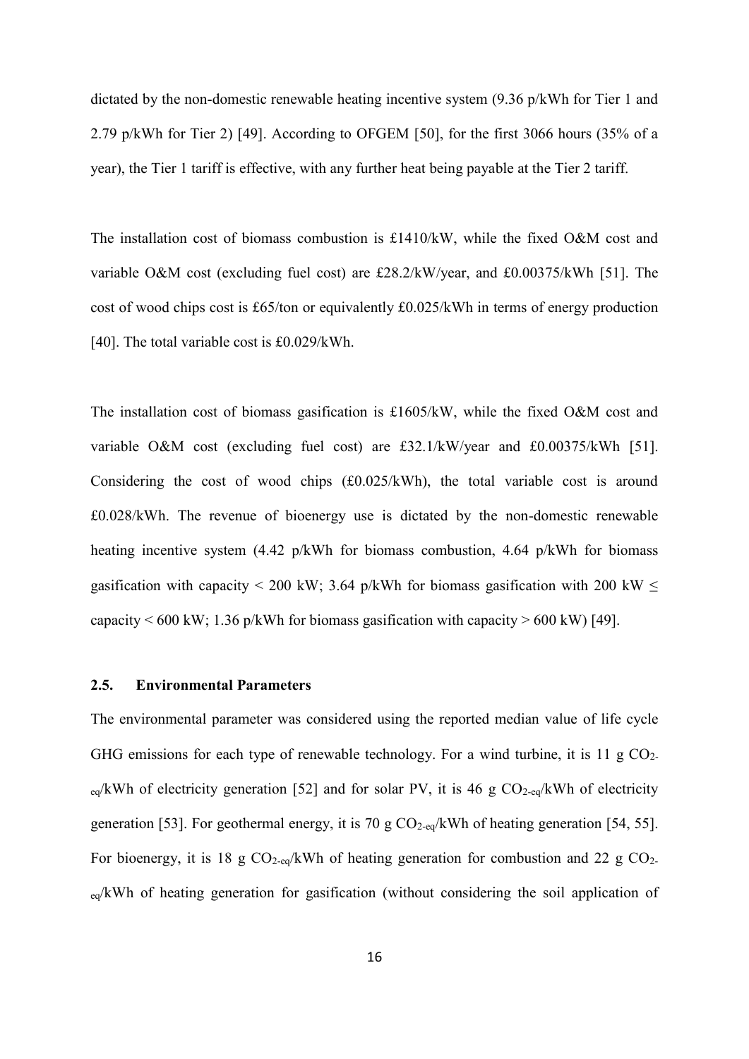dictated by the non-domestic renewable heating incentive system (9.36 p/kWh for Tier 1 and 2.79 p/kWh for Tier 2) [49]. According to OFGEM [50], for the first 3066 hours (35% of a year), the Tier 1 tariff is effective, with any further heat being payable at the Tier 2 tariff.

The installation cost of biomass combustion is £1410/kW, while the fixed O&M cost and variable O&M cost (excluding fuel cost) are £28.2/kW/year, and £0.00375/kWh [51]. The cost of wood chips cost is £65/ton or equivalently £0.025/kWh in terms of energy production [40]. The total variable cost is £0.029/kWh.

The installation cost of biomass gasification is £1605/kW, while the fixed O&M cost and variable O&M cost (excluding fuel cost) are £32.1/kW/year and £0.00375/kWh [51]. Considering the cost of wood chips (£0.025/kWh), the total variable cost is around £0.028/kWh. The revenue of bioenergy use is dictated by the non-domestic renewable heating incentive system (4.42 p/kWh for biomass combustion, 4.64 p/kWh for biomass gasification with capacity < 200 kW; 3.64 p/kWh for biomass gasification with 200 kW ≤ capacity < 600 kW; 1.36 p/kWh for biomass gasification with capacity > 600 kW) [49].

### 2.5. Environmental Parameters

The environmental parameter was considered using the reported median value of life cycle GHG emissions for each type of renewable technology. For a wind turbine, it is 11 g $CO_{2\text{-}eq}$/kWh of electricity generation [52] and for solar PV, it is 46 g $CO_{2\text{-}eq}$/kWh of electricity generation [53]. For geothermal energy, it is 70 g $CO_{2\text{-}eq}$/kWh of heating generation [54, 55]. For bioenergy, it is 18 g $CO_{2\text{-}eq}$/kWh of heating generation for combustion and 22 g $CO_{2\text{-}eq}$/kWh of heating generation for gasification (without considering the soil application of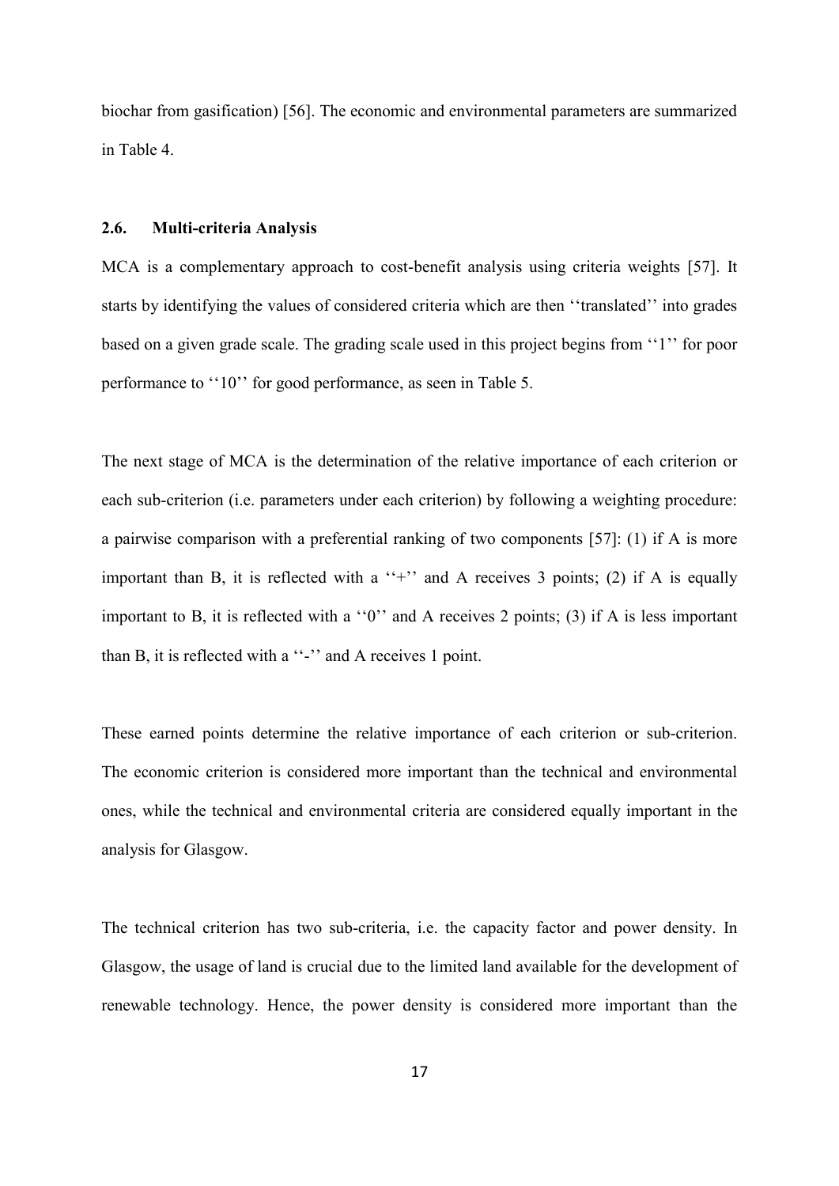biochar from gasification) [56]. The economic and environmental parameters are summarized in Table 4.

### 2.6. Multi-criteria Analysis

MCA is a complementary approach to cost-benefit analysis using criteria weights [57]. It starts by identifying the values of considered criteria which are then ''translated'' into grades based on a given grade scale. The grading scale used in this project begins from ''1'' for poor performance to ''10'' for good performance, as seen in Table 5.

The next stage of MCA is the determination of the relative importance of each criterion or each sub-criterion (i.e. parameters under each criterion) by following a weighting procedure: a pairwise comparison with a preferential ranking of two components [57]: (1) if A is more important than B, it is reflected with a ''+'' and A receives 3 points; (2) if A is equally important to B, it is reflected with a ''0'' and A receives 2 points; (3) if A is less important than B, it is reflected with a ''-'' and A receives 1 point.

These earned points determine the relative importance of each criterion or sub-criterion. The economic criterion is considered more important than the technical and environmental ones, while the technical and environmental criteria are considered equally important in the analysis for Glasgow.

The technical criterion has two sub-criteria, i.e. the capacity factor and power density. In Glasgow, the usage of land is crucial due to the limited land available for the development of renewable technology. Hence, the power density is considered more important than the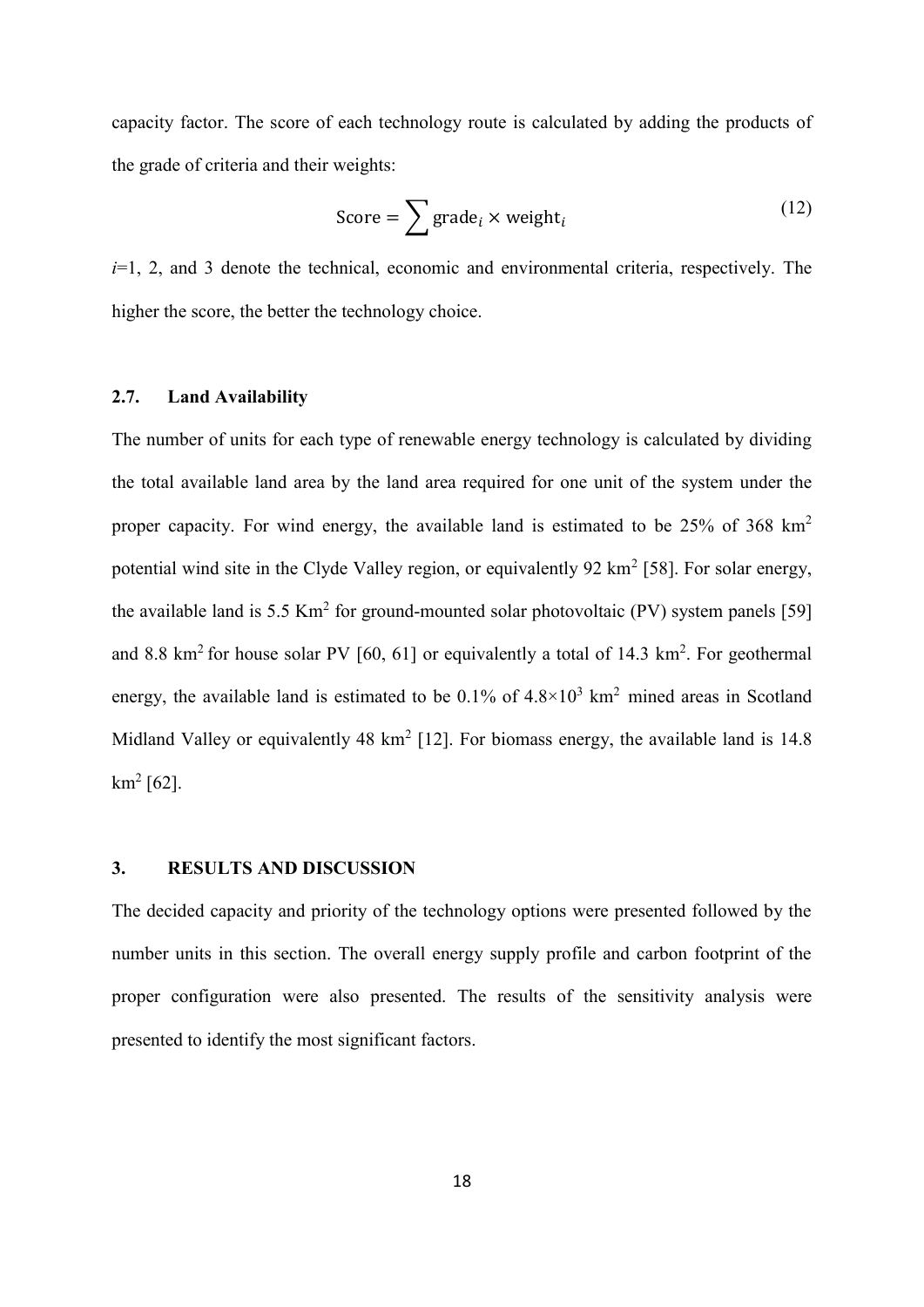capacity factor. The score of each technology route is calculated by adding the products of the grade of criteria and their weights:

$$\text{Score} = \sum \text{grade}_i \times \text{weight}_i \tag{12}$$

$i$=1, 2, and 3 denote the technical, economic and environmental criteria, respectively. The higher the score, the better the technology choice.

### 2.7. Land Availability

The number of units for each type of renewable energy technology is calculated by dividing the total available land area by the land area required for one unit of the system under the proper capacity. For wind energy, the available land is estimated to be 25% of 368 $km^2$ potential wind site in the Clyde Valley region, or equivalently 92 $km^2$ [58]. For solar energy, the available land is 5.5 $Km^2$ for ground-mounted solar photovoltaic (PV) system panels [59] and 8.8 $km^2$ for house solar PV [60, 61] or equivalently a total of 14.3 $km^2$. For geothermal energy, the available land is estimated to be 0.1% of $4.8\times10^3$ $km^2$ mined areas in Scotland Midland Valley or equivalently 48 $km^2$ [12]. For biomass energy, the available land is 14.8 $km^2$ [62].

## 3. RESULTS AND DISCUSSION

The decided capacity and priority of the technology options were presented followed by the number units in this section. The overall energy supply profile and carbon footprint of the proper configuration were also presented. The results of the sensitivity analysis were presented to identify the most significant factors.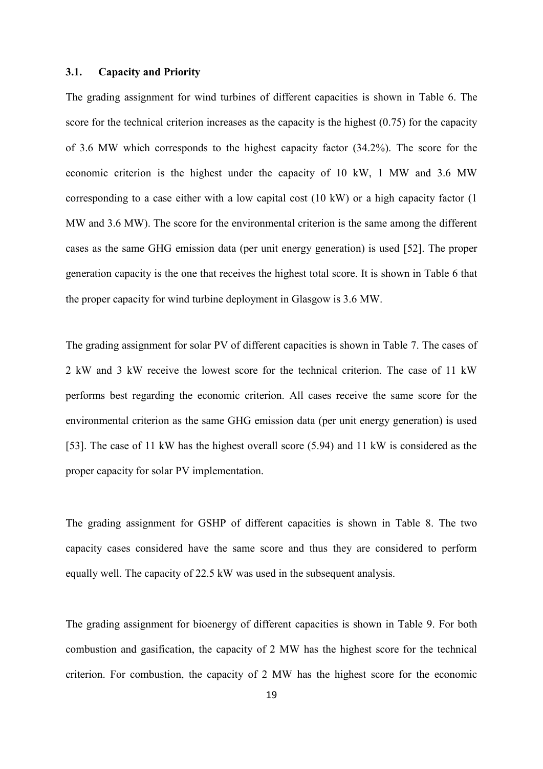### 3.1. Capacity and Priority

The grading assignment for wind turbines of different capacities is shown in Table 6. The score for the technical criterion increases as the capacity is the highest (0.75) for the capacity of 3.6 MW which corresponds to the highest capacity factor (34.2%). The score for the economic criterion is the highest under the capacity of 10 kW, 1 MW and 3.6 MW corresponding to a case either with a low capital cost (10 kW) or a high capacity factor (1 MW and 3.6 MW). The score for the environmental criterion is the same among the different cases as the same GHG emission data (per unit energy generation) is used [52]. The proper generation capacity is the one that receives the highest total score. It is shown in Table 6 that the proper capacity for wind turbine deployment in Glasgow is 3.6 MW.

The grading assignment for solar PV of different capacities is shown in Table 7. The cases of 2 kW and 3 kW receive the lowest score for the technical criterion. The case of 11 kW performs best regarding the economic criterion. All cases receive the same score for the environmental criterion as the same GHG emission data (per unit energy generation) is used [53]. The case of 11 kW has the highest overall score (5.94) and 11 kW is considered as the proper capacity for solar PV implementation.

The grading assignment for GSHP of different capacities is shown in Table 8. The two capacity cases considered have the same score and thus they are considered to perform equally well. The capacity of 22.5 kW was used in the subsequent analysis.

The grading assignment for bioenergy of different capacities is shown in Table 9. For both combustion and gasification, the capacity of 2 MW has the highest score for the technical criterion. For combustion, the capacity of 2 MW has the highest score for the economic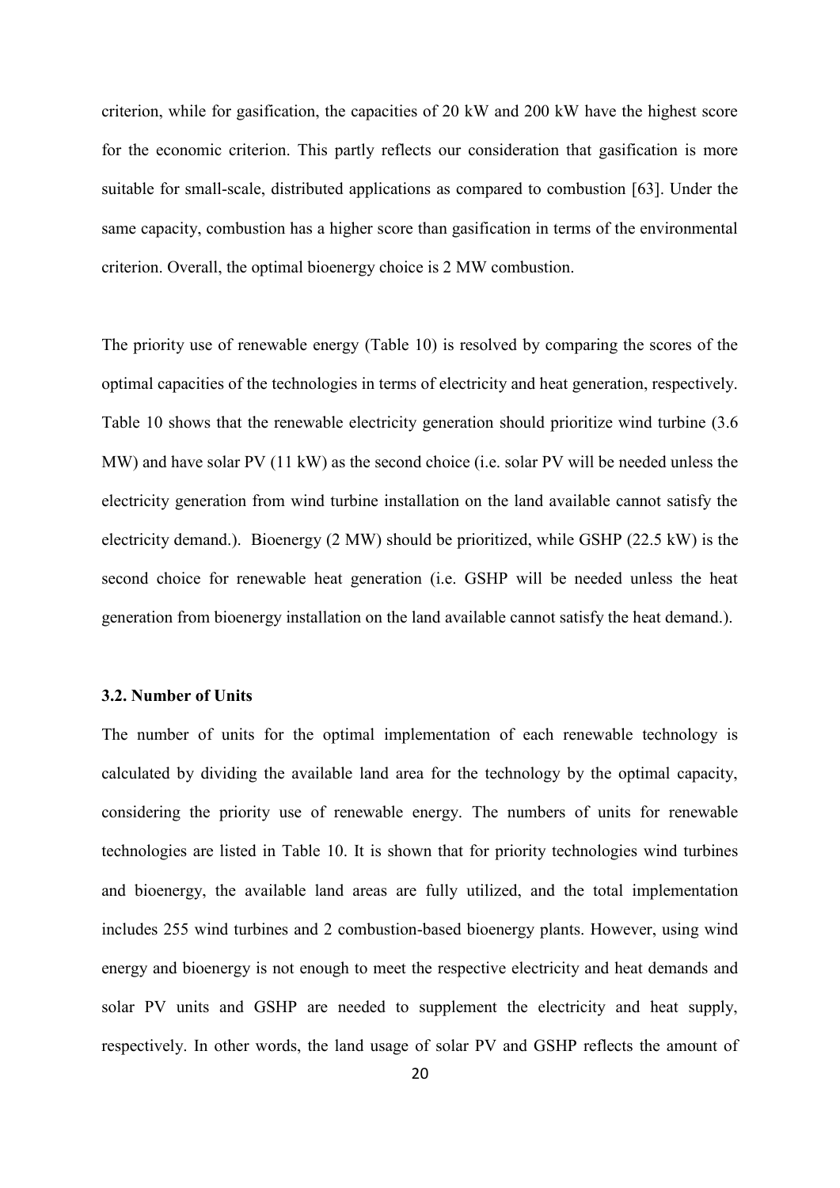criterion, while for gasification, the capacities of 20 kW and 200 kW have the highest score for the economic criterion. This partly reflects our consideration that gasification is more suitable for small-scale, distributed applications as compared to combustion [63]. Under the same capacity, combustion has a higher score than gasification in terms of the environmental criterion. Overall, the optimal bioenergy choice is 2 MW combustion.

The priority use of renewable energy (Table 10) is resolved by comparing the scores of the optimal capacities of the technologies in terms of electricity and heat generation, respectively. Table 10 shows that the renewable electricity generation should prioritize wind turbine (3.6 MW) and have solar PV (11 kW) as the second choice (i.e. solar PV will be needed unless the electricity generation from wind turbine installation on the land available cannot satisfy the electricity demand.). Bioenergy (2 MW) should be prioritized, while GSHP (22.5 kW) is the second choice for renewable heat generation (i.e. GSHP will be needed unless the heat generation from bioenergy installation on the land available cannot satisfy the heat demand.).

### 3.2. Number of Units

The number of units for the optimal implementation of each renewable technology is calculated by dividing the available land area for the technology by the optimal capacity, considering the priority use of renewable energy. The numbers of units for renewable technologies are listed in Table 10. It is shown that for priority technologies wind turbines and bioenergy, the available land areas are fully utilized, and the total implementation includes 255 wind turbines and 2 combustion-based bioenergy plants. However, using wind energy and bioenergy is not enough to meet the respective electricity and heat demands and solar PV units and GSHP are needed to supplement the electricity and heat supply, respectively. In other words, the land usage of solar PV and GSHP reflects the amount of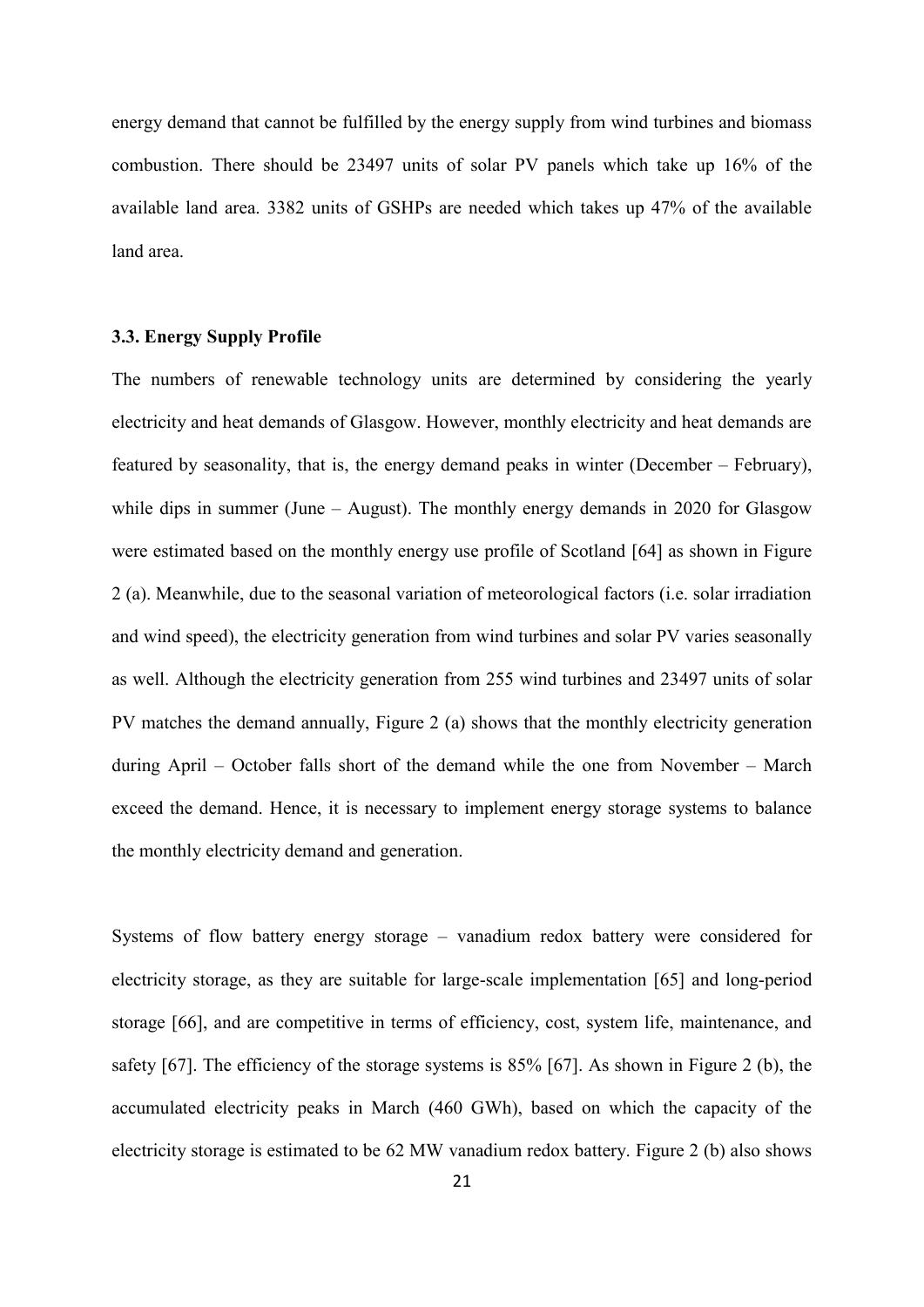energy demand that cannot be fulfilled by the energy supply from wind turbines and biomass combustion. There should be 23497 units of solar PV panels which take up 16% of the available land area. 3382 units of GSHPs are needed which takes up 47% of the available land area.

### 3.3. Energy Supply Profile

The numbers of renewable technology units are determined by considering the yearly electricity and heat demands of Glasgow. However, monthly electricity and heat demands are featured by seasonality, that is, the energy demand peaks in winter (December – February), while dips in summer (June – August). The monthly energy demands in 2020 for Glasgow were estimated based on the monthly energy use profile of Scotland [64] as shown in Figure 2 (a). Meanwhile, due to the seasonal variation of meteorological factors (i.e. solar irradiation and wind speed), the electricity generation from wind turbines and solar PV varies seasonally as well. Although the electricity generation from 255 wind turbines and 23497 units of solar PV matches the demand annually, Figure 2 (a) shows that the monthly electricity generation during April – October falls short of the demand while the one from November – March exceed the demand. Hence, it is necessary to implement energy storage systems to balance the monthly electricity demand and generation.

Systems of flow battery energy storage – vanadium redox battery were considered for electricity storage, as they are suitable for large-scale implementation [65] and long-period storage [66], and are competitive in terms of efficiency, cost, system life, maintenance, and safety [67]. The efficiency of the storage systems is 85% [67]. As shown in Figure 2 (b), the accumulated electricity peaks in March (460 GWh), based on which the capacity of the electricity storage is estimated to be 62 MW vanadium redox battery. Figure 2 (b) also shows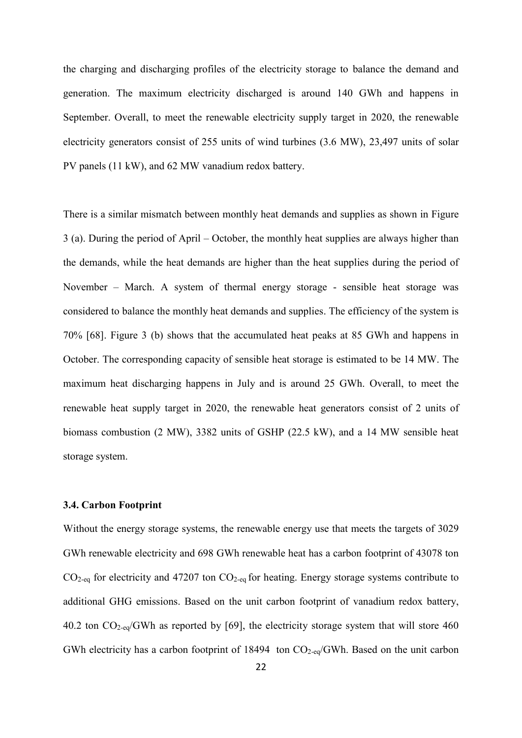the charging and discharging profiles of the electricity storage to balance the demand and generation. The maximum electricity discharged is around 140 GWh and happens in September. Overall, to meet the renewable electricity supply target in 2020, the renewable electricity generators consist of 255 units of wind turbines (3.6 MW), 23,497 units of solar PV panels (11 kW), and 62 MW vanadium redox battery.

There is a similar mismatch between monthly heat demands and supplies as shown in Figure 3 (a). During the period of April – October, the monthly heat supplies are always higher than the demands, while the heat demands are higher than the heat supplies during the period of November – March. A system of thermal energy storage - sensible heat storage was considered to balance the monthly heat demands and supplies. The efficiency of the system is 70% [68]. Figure 3 (b) shows that the accumulated heat peaks at 85 GWh and happens in October. The corresponding capacity of sensible heat storage is estimated to be 14 MW. The maximum heat discharging happens in July and is around 25 GWh. Overall, to meet the renewable heat supply target in 2020, the renewable heat generators consist of 2 units of biomass combustion (2 MW), 3382 units of GSHP (22.5 kW), and a 14 MW sensible heat storage system.

### 3.4. Carbon Footprint

Without the energy storage systems, the renewable energy use that meets the targets of 3029 GWh renewable electricity and 698 GWh renewable heat has a carbon footprint of 43078 ton $CO_{2\text{-eq}}$ for electricity and 47207 ton $CO_{2\text{-eq}}$ for heating. Energy storage systems contribute to additional GHG emissions. Based on the unit carbon footprint of vanadium redox battery, 40.2 ton $CO_{2\text{-eq}}$/GWh as reported by [69], the electricity storage system that will store 460 GWh electricity has a carbon footprint of 18494 ton $CO_{2\text{-eq}}$/GWh. Based on the unit carbon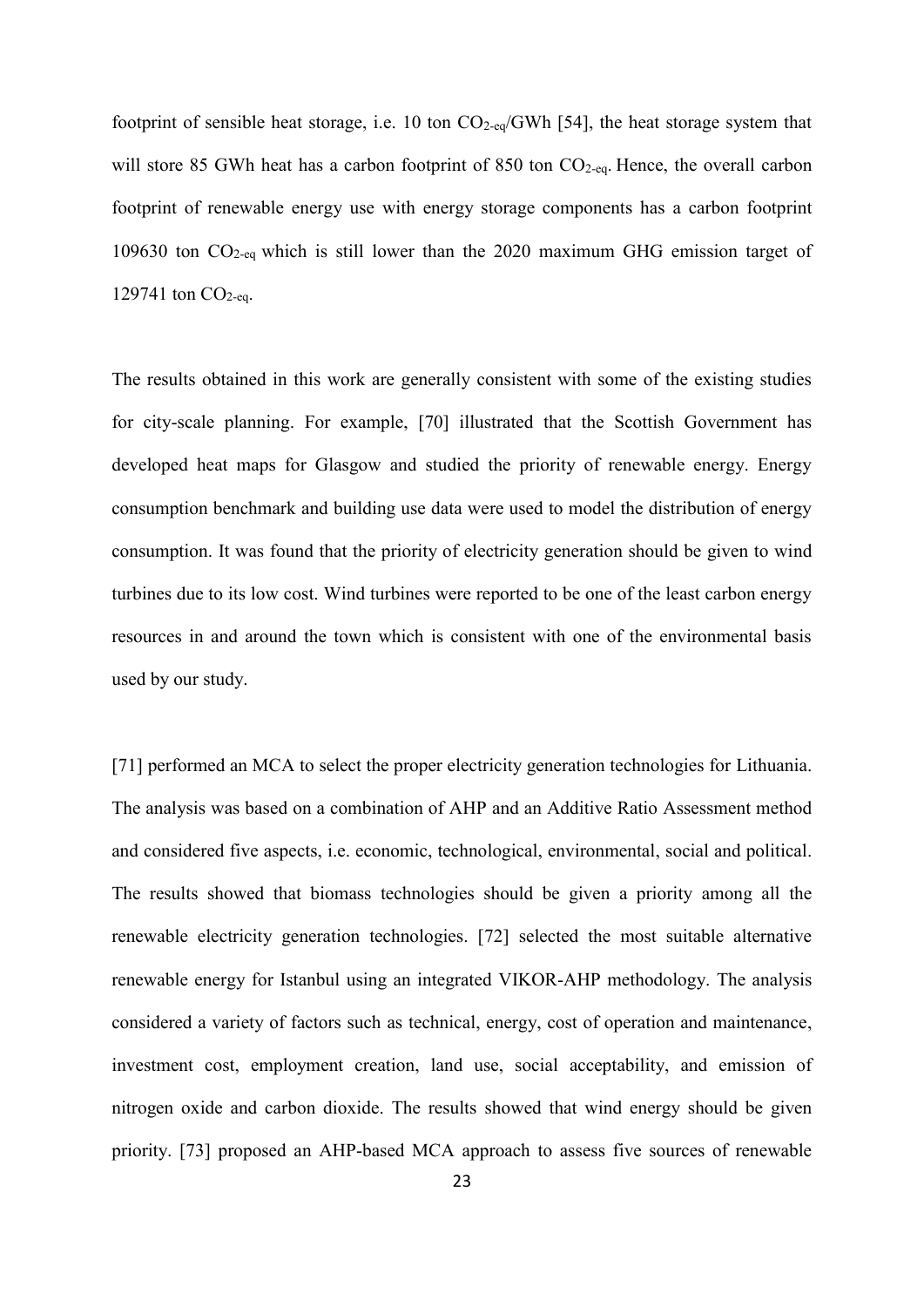footprint of sensible heat storage, i.e. 10 ton $CO_{2-eq}$/GWh [54], the heat storage system that will store 85 GWh heat has a carbon footprint of 850 ton $CO_{2-eq}$. Hence, the overall carbon footprint of renewable energy use with energy storage components has a carbon footprint 109630 ton $CO_{2-eq}$ which is still lower than the 2020 maximum GHG emission target of 129741 ton $CO_{2-eq}$.

The results obtained in this work are generally consistent with some of the existing studies for city-scale planning. For example, [70] illustrated that the Scottish Government has developed heat maps for Glasgow and studied the priority of renewable energy. Energy consumption benchmark and building use data were used to model the distribution of energy consumption. It was found that the priority of electricity generation should be given to wind turbines due to its low cost. Wind turbines were reported to be one of the least carbon energy resources in and around the town which is consistent with one of the environmental basis used by our study.

[71] performed an MCA to select the proper electricity generation technologies for Lithuania. The analysis was based on a combination of AHP and an Additive Ratio Assessment method and considered five aspects, i.e. economic, technological, environmental, social and political. The results showed that biomass technologies should be given a priority among all the renewable electricity generation technologies. [72] selected the most suitable alternative renewable energy for Istanbul using an integrated VIKOR-AHP methodology. The analysis considered a variety of factors such as technical, energy, cost of operation and maintenance, investment cost, employment creation, land use, social acceptability, and emission of nitrogen oxide and carbon dioxide. The results showed that wind energy should be given priority. [73] proposed an AHP-based MCA approach to assess five sources of renewable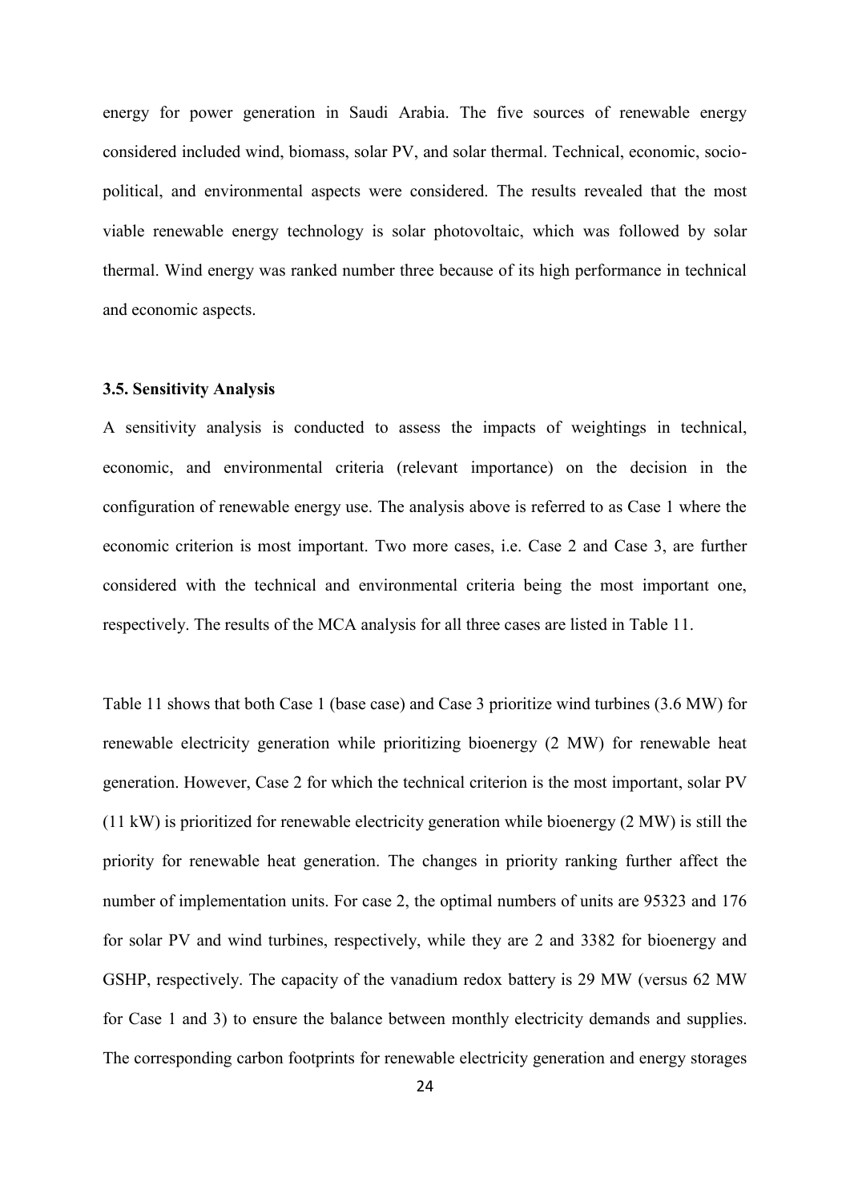energy for power generation in Saudi Arabia. The five sources of renewable energy considered included wind, biomass, solar PV, and solar thermal. Technical, economic, socio-political, and environmental aspects were considered. The results revealed that the most viable renewable energy technology is solar photovoltaic, which was followed by solar thermal. Wind energy was ranked number three because of its high performance in technical and economic aspects.

### 3.5. Sensitivity Analysis

A sensitivity analysis is conducted to assess the impacts of weightings in technical, economic, and environmental criteria (relevant importance) on the decision in the configuration of renewable energy use. The analysis above is referred to as Case 1 where the economic criterion is most important. Two more cases, i.e. Case 2 and Case 3, are further considered with the technical and environmental criteria being the most important one, respectively. The results of the MCA analysis for all three cases are listed in Table 11.

Table 11 shows that both Case 1 (base case) and Case 3 prioritize wind turbines (3.6 MW) for renewable electricity generation while prioritizing bioenergy (2 MW) for renewable heat generation. However, Case 2 for which the technical criterion is the most important, solar PV (11 kW) is prioritized for renewable electricity generation while bioenergy (2 MW) is still the priority for renewable heat generation. The changes in priority ranking further affect the number of implementation units. For case 2, the optimal numbers of units are 95323 and 176 for solar PV and wind turbines, respectively, while they are 2 and 3382 for bioenergy and GSHP, respectively. The capacity of the vanadium redox battery is 29 MW (versus 62 MW for Case 1 and 3) to ensure the balance between monthly electricity demands and supplies. The corresponding carbon footprints for renewable electricity generation and energy storages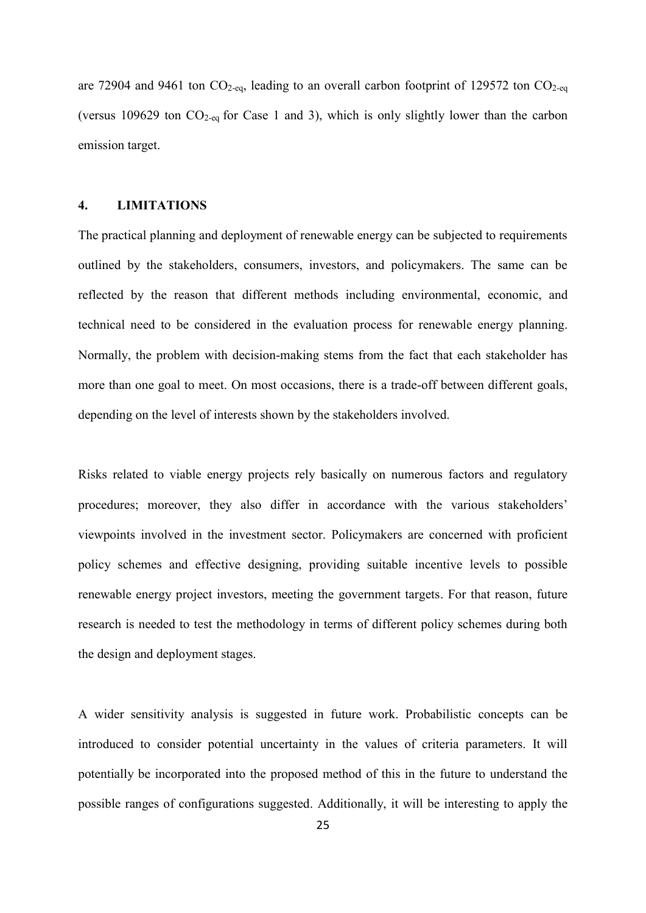are 72904 and 9461 ton $CO_{2\text{-eq}}$, leading to an overall carbon footprint of 129572 ton $CO_{2\text{-eq}}$ (versus 109629 ton $CO_{2\text{-eq}}$ for Case 1 and 3), which is only slightly lower than the carbon emission target.

## 4. LIMITATIONS

The practical planning and deployment of renewable energy can be subjected to requirements outlined by the stakeholders, consumers, investors, and policymakers. The same can be reflected by the reason that different methods including environmental, economic, and technical need to be considered in the evaluation process for renewable energy planning. Normally, the problem with decision-making stems from the fact that each stakeholder has more than one goal to meet. On most occasions, there is a trade-off between different goals, depending on the level of interests shown by the stakeholders involved.

Risks related to viable energy projects rely basically on numerous factors and regulatory procedures; moreover, they also differ in accordance with the various stakeholders' viewpoints involved in the investment sector. Policymakers are concerned with proficient policy schemes and effective designing, providing suitable incentive levels to possible renewable energy project investors, meeting the government targets. For that reason, future research is needed to test the methodology in terms of different policy schemes during both the design and deployment stages.

A wider sensitivity analysis is suggested in future work. Probabilistic concepts can be introduced to consider potential uncertainty in the values of criteria parameters. It will potentially be incorporated into the proposed method of this in the future to understand the possible ranges of configurations suggested. Additionally, it will be interesting to apply the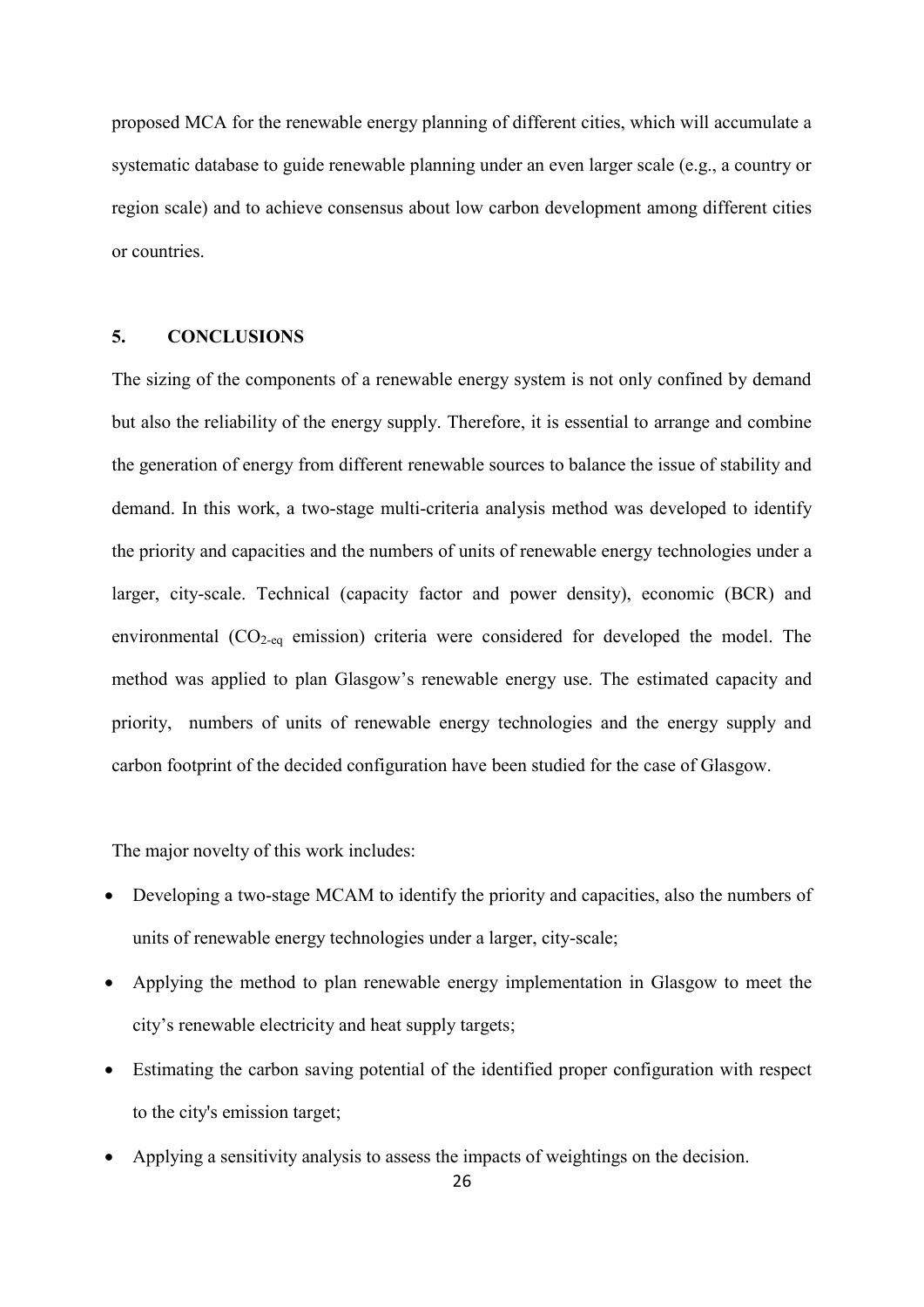proposed MCA for the renewable energy planning of different cities, which will accumulate a systematic database to guide renewable planning under an even larger scale (e.g., a country or region scale) and to achieve consensus about low carbon development among different cities or countries.

## 5. CONCLUSIONS

The sizing of the components of a renewable energy system is not only confined by demand but also the reliability of the energy supply. Therefore, it is essential to arrange and combine the generation of energy from different renewable sources to balance the issue of stability and demand. In this work, a two-stage multi-criteria analysis method was developed to identify the priority and capacities and the numbers of units of renewable energy technologies under a larger, city-scale. Technical (capacity factor and power density), economic (BCR) and environmental ($CO_{2\text{-eq}}$ emission) criteria were considered for developed the model. The method was applied to plan Glasgow's renewable energy use. The estimated capacity and priority, numbers of units of renewable energy technologies and the energy supply and carbon footprint of the decided configuration have been studied for the case of Glasgow.

The major novelty of this work includes:

- Developing a two-stage MCAM to identify the priority and capacities, also the numbers of units of renewable energy technologies under a larger, city-scale;
- Applying the method to plan renewable energy implementation in Glasgow to meet the city's renewable electricity and heat supply targets;
- Estimating the carbon saving potential of the identified proper configuration with respect to the city's emission target;
- Applying a sensitivity analysis to assess the impacts of weightings on the decision.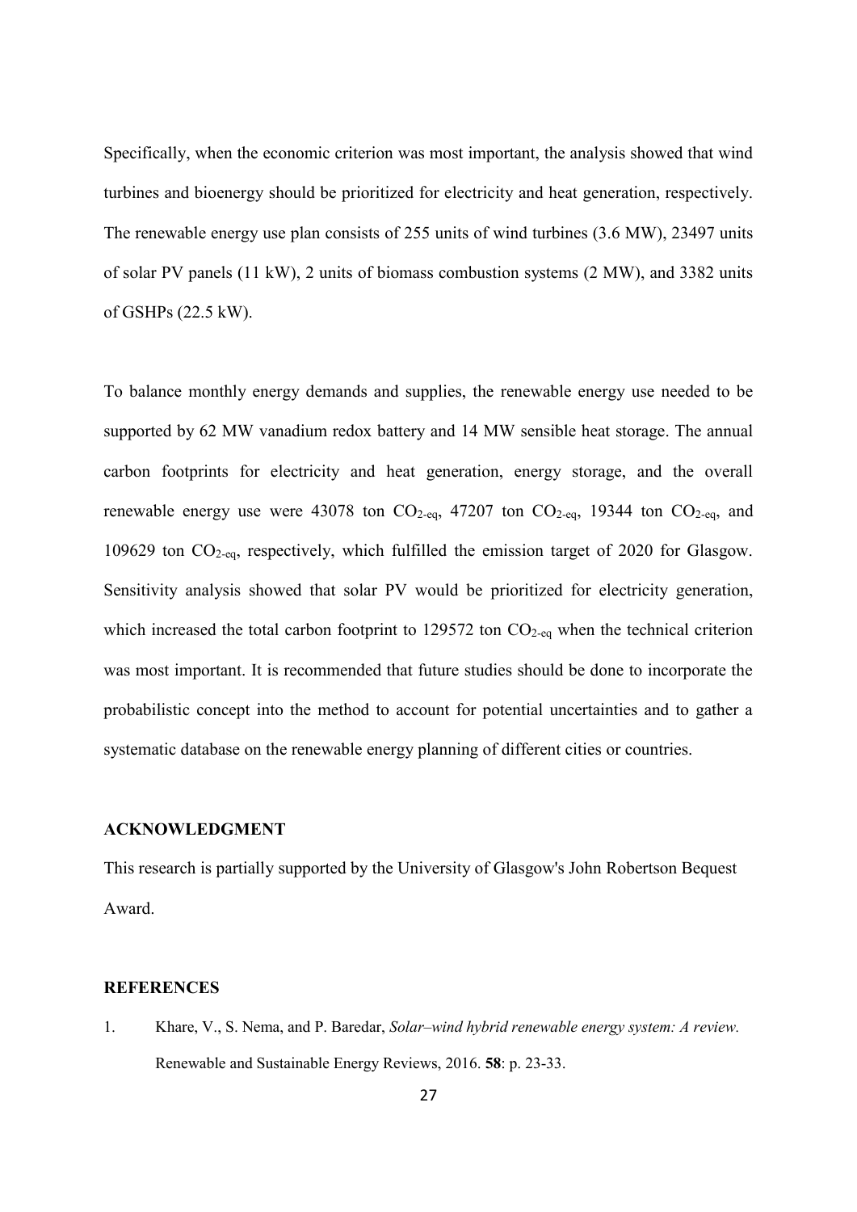Specifically, when the economic criterion was most important, the analysis showed that wind turbines and bioenergy should be prioritized for electricity and heat generation, respectively. The renewable energy use plan consists of 255 units of wind turbines (3.6 MW), 23497 units of solar PV panels (11 kW), 2 units of biomass combustion systems (2 MW), and 3382 units of GSHPs (22.5 kW).

To balance monthly energy demands and supplies, the renewable energy use needed to be supported by 62 MW vanadium redox battery and 14 MW sensible heat storage. The annual carbon footprints for electricity and heat generation, energy storage, and the overall renewable energy use were 43078 ton $CO_{2\text{-eq}}$, 47207 ton $CO_{2\text{-eq}}$, 19344 ton $CO_{2\text{-eq}}$, and 109629 ton $CO_{2\text{-eq}}$, respectively, which fulfilled the emission target of 2020 for Glasgow. Sensitivity analysis showed that solar PV would be prioritized for electricity generation, which increased the total carbon footprint to 129572 ton $CO_{2\text{-eq}}$ when the technical criterion was most important. It is recommended that future studies should be done to incorporate the probabilistic concept into the method to account for potential uncertainties and to gather a systematic database on the renewable energy planning of different cities or countries.

## ACKNOWLEDGMENT

This research is partially supported by the University of Glasgow's John Robertson Bequest Award.

## REFERENCES

1. Khare, V., S. Nema, and P. Baredar, *Solar–wind hybrid renewable energy system: A review.* Renewable and Sustainable Energy Reviews, 2016. **58**: p. 23-33.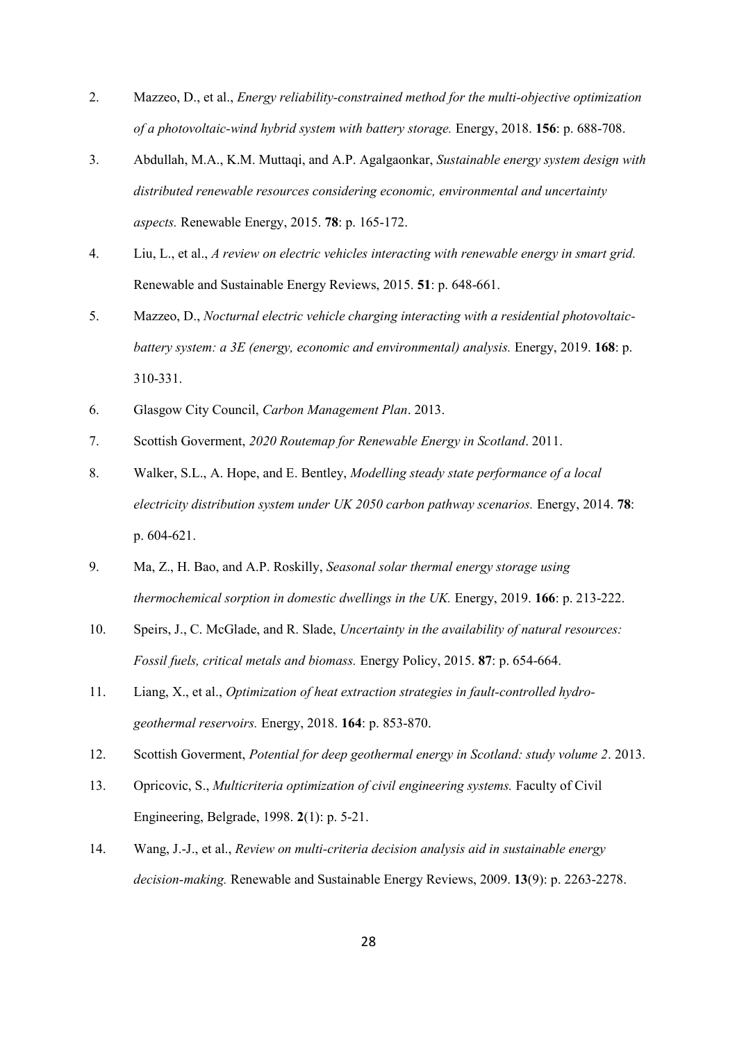2. Mazzeo, D., et al., *Energy reliability-constrained method for the multi-objective optimization of a photovoltaic-wind hybrid system with battery storage.* Energy, 2018. **156**: p. 688-708.
3. Abdullah, M.A., K.M. Muttaqi, and A.P. Agalgaonkar, *Sustainable energy system design with distributed renewable resources considering economic, environmental and uncertainty aspects.* Renewable Energy, 2015. **78**: p. 165-172.
4. Liu, L., et al., *A review on electric vehicles interacting with renewable energy in smart grid.* Renewable and Sustainable Energy Reviews, 2015. **51**: p. 648-661.
5. Mazzeo, D., *Nocturnal electric vehicle charging interacting with a residential photovoltaic-battery system: a 3E (energy, economic and environmental) analysis.* Energy, 2019. **168**: p. 310-331.
6. Glasgow City Council, *Carbon Management Plan*. 2013.
7. Scottish Goverment, *2020 Routemap for Renewable Energy in Scotland*. 2011.
8. Walker, S.L., A. Hope, and E. Bentley, *Modelling steady state performance of a local electricity distribution system under UK 2050 carbon pathway scenarios.* Energy, 2014. **78**: p. 604-621.
9. Ma, Z., H. Bao, and A.P. Roskilly, *Seasonal solar thermal energy storage using thermochemical sorption in domestic dwellings in the UK.* Energy, 2019. **166**: p. 213-222.
10. Speirs, J., C. McGlade, and R. Slade, *Uncertainty in the availability of natural resources: Fossil fuels, critical metals and biomass.* Energy Policy, 2015. **87**: p. 654-664.
11. Liang, X., et al., *Optimization of heat extraction strategies in fault-controlled hydro-geothermal reservoirs.* Energy, 2018. **164**: p. 853-870.
12. Scottish Goverment, *Potential for deep geothermal energy in Scotland: study volume 2*. 2013.
13. Opricovic, S., *Multicriteria optimization of civil engineering systems.* Faculty of Civil Engineering, Belgrade, 1998. **2**(1): p. 5-21.
14. Wang, J.-J., et al., *Review on multi-criteria decision analysis aid in sustainable energy decision-making.* Renewable and Sustainable Energy Reviews, 2009. **13**(9): p. 2263-2278.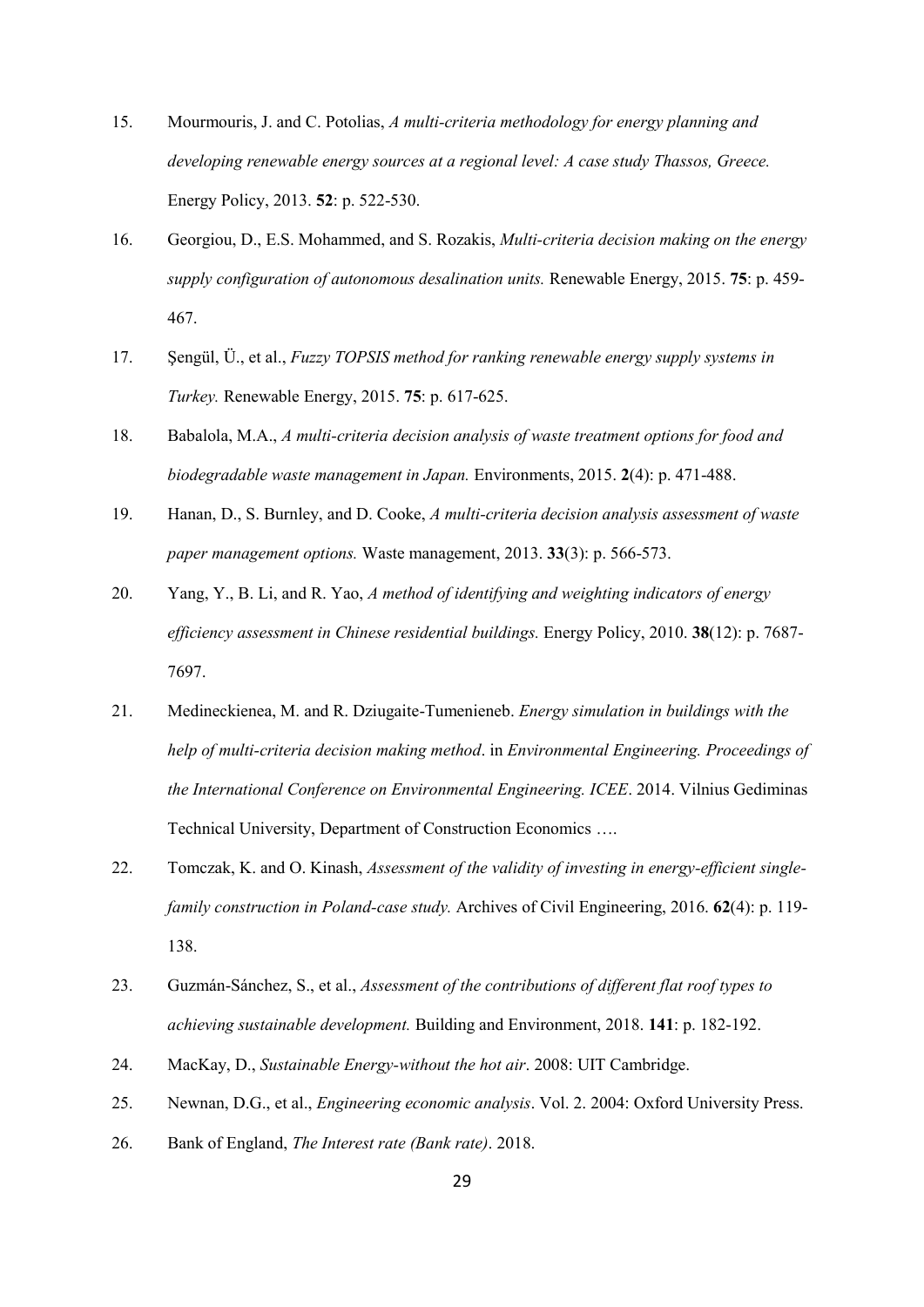15. Mourmouris, J. and C. Potolias, *A multi-criteria methodology for energy planning and developing renewable energy sources at a regional level: A case study Thassos, Greece.* Energy Policy, 2013. **52**: p. 522-530.
16. Georgiou, D., E.S. Mohammed, and S. Rozakis, *Multi-criteria decision making on the energy supply configuration of autonomous desalination units.* Renewable Energy, 2015. **75**: p. 459-467.
17. Şengül, Ü., et al., *Fuzzy TOPSIS method for ranking renewable energy supply systems in Turkey.* Renewable Energy, 2015. **75**: p. 617-625.
18. Babalola, M.A., *A multi-criteria decision analysis of waste treatment options for food and biodegradable waste management in Japan.* Environments, 2015. **2**(4): p. 471-488.
19. Hanan, D., S. Burnley, and D. Cooke, *A multi-criteria decision analysis assessment of waste paper management options.* Waste management, 2013. **33**(3): p. 566-573.
20. Yang, Y., B. Li, and R. Yao, *A method of identifying and weighting indicators of energy efficiency assessment in Chinese residential buildings.* Energy Policy, 2010. **38**(12): p. 7687-7697.
21. Medineckienea, M. and R. Dziugaite-Tumenieneb. *Energy simulation in buildings with the help of multi-criteria decision making method*. in *Environmental Engineering. Proceedings of the International Conference on Environmental Engineering. ICEE*. 2014. Vilnius Gediminas Technical University, Department of Construction Economics ….
22. Tomczak, K. and O. Kinash, *Assessment of the validity of investing in energy-efficient single-family construction in Poland-case study.* Archives of Civil Engineering, 2016. **62**(4): p. 119-138.
23. Guzmán-Sánchez, S., et al., *Assessment of the contributions of different flat roof types to achieving sustainable development.* Building and Environment, 2018. **141**: p. 182-192.
24. MacKay, D., *Sustainable Energy-without the hot air*. 2008: UIT Cambridge.
25. Newnan, D.G., et al., *Engineering economic analysis*. Vol. 2. 2004: Oxford University Press.
26. Bank of England, *The Interest rate (Bank rate)*. 2018.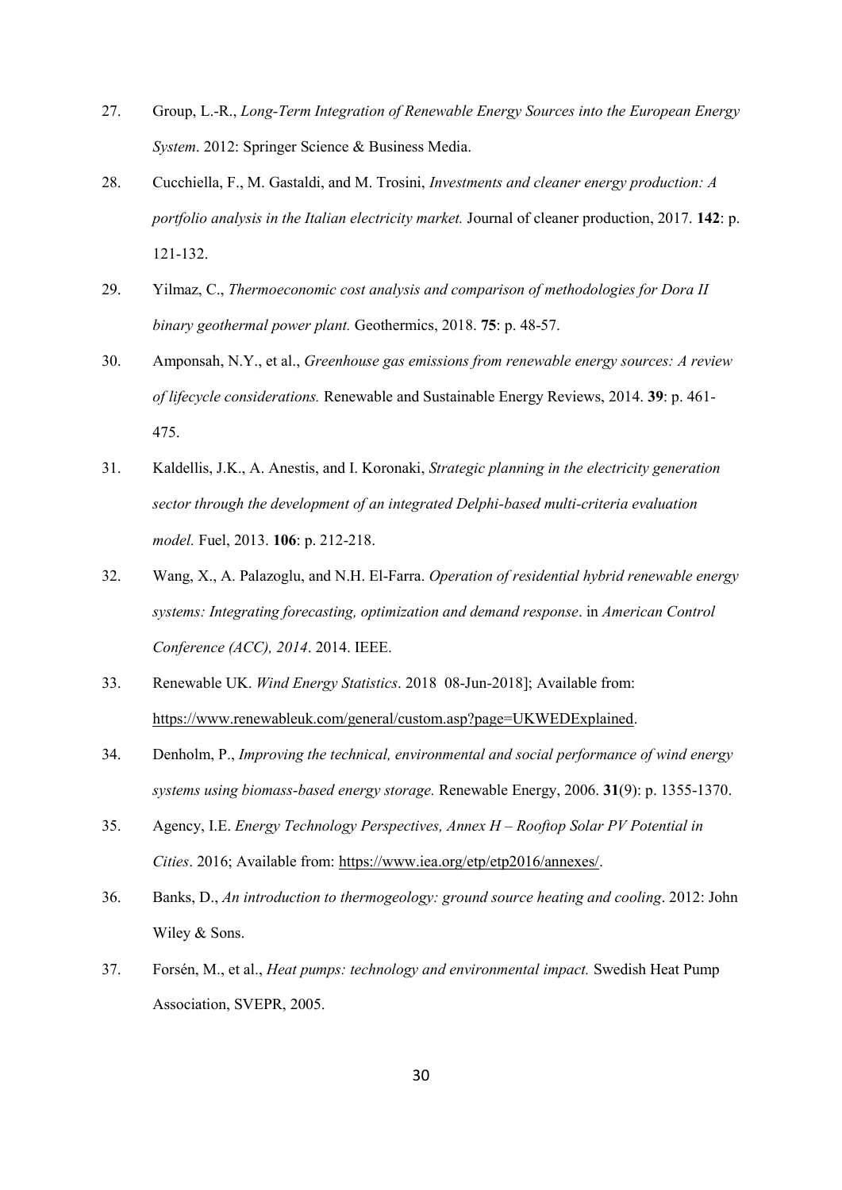27. Group, L.-R., *Long-Term Integration of Renewable Energy Sources into the European Energy System*. 2012: Springer Science & Business Media.

28. Cucchiella, F., M. Gastaldi, and M. Trosini, *Investments and cleaner energy production: A portfolio analysis in the Italian electricity market.* Journal of cleaner production, 2017. **142**: p. 121-132.

29. Yilmaz, C., *Thermoeconomic cost analysis and comparison of methodologies for Dora II binary geothermal power plant.* Geothermics, 2018. **75**: p. 48-57.

30. Amponsah, N.Y., et al., *Greenhouse gas emissions from renewable energy sources: A review of lifecycle considerations.* Renewable and Sustainable Energy Reviews, 2014. **39**: p. 461-475.

31. Kaldellis, J.K., A. Anestis, and I. Koronaki, *Strategic planning in the electricity generation sector through the development of an integrated Delphi-based multi-criteria evaluation model.* Fuel, 2013. **106**: p. 212-218.

32. Wang, X., A. Palazoglu, and N.H. El-Farra. *Operation of residential hybrid renewable energy systems: Integrating forecasting, optimization and demand response*. in *American Control Conference (ACC), 2014*. 2014. IEEE.

33. Renewable UK. *Wind Energy Statistics*. 2018 08-Jun-2018]; Available from: https://www.renewableuk.com/general/custom.asp?page=UKWEDExplained.

34. Denholm, P., *Improving the technical, environmental and social performance of wind energy systems using biomass-based energy storage.* Renewable Energy, 2006. **31**(9): p. 1355-1370.

35. Agency, I.E. *Energy Technology Perspectives, Annex H – Rooftop Solar PV Potential in Cities*. 2016; Available from: https://www.iea.org/etp/etp2016/annexes/.

36. Banks, D., *An introduction to thermogeology: ground source heating and cooling*. 2012: John Wiley & Sons.

37. Forsén, M., et al., *Heat pumps: technology and environmental impact.* Swedish Heat Pump Association, SVEPR, 2005.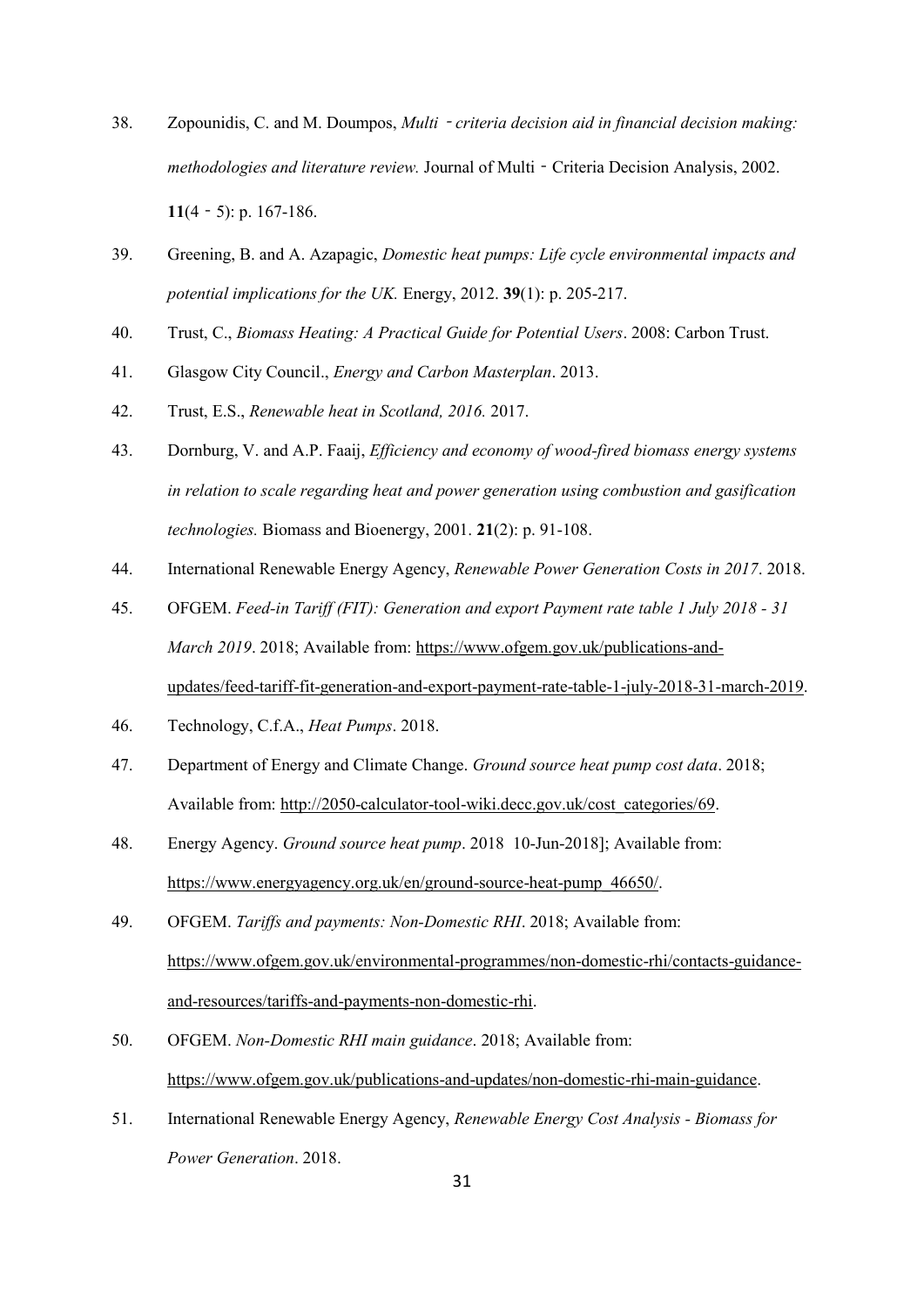38. Zopounidis, C. and M. Doumpos, *Multi‐criteria decision aid in financial decision making: methodologies and literature review.* Journal of Multi‐Criteria Decision Analysis, 2002. **11**(4‐5): p. 167-186.
39. Greening, B. and A. Azapagic, *Domestic heat pumps: Life cycle environmental impacts and potential implications for the UK.* Energy, 2012. **39**(1): p. 205-217.
40. Trust, C., *Biomass Heating: A Practical Guide for Potential Users*. 2008: Carbon Trust.
41. Glasgow City Council., *Energy and Carbon Masterplan*. 2013.
42. Trust, E.S., *Renewable heat in Scotland, 2016.* 2017.
43. Dornburg, V. and A.P. Faaij, *Efficiency and economy of wood-fired biomass energy systems in relation to scale regarding heat and power generation using combustion and gasification technologies.* Biomass and Bioenergy, 2001. **21**(2): p. 91-108.
44. International Renewable Energy Agency, *Renewable Power Generation Costs in 2017*. 2018.
45. OFGEM. *Feed-in Tariff (FIT): Generation and export Payment rate table 1 July 2018 - 31 March 2019*. 2018; Available from: https://www.ofgem.gov.uk/publications-and-updates/feed-tariff-fit-generation-and-export-payment-rate-table-1-july-2018-31-march-2019.
46. Technology, C.f.A., *Heat Pumps*. 2018.
47. Department of Energy and Climate Change. *Ground source heat pump cost data*. 2018; Available from: http://2050-calculator-tool-wiki.decc.gov.uk/cost_categories/69.
48. Energy Agency. *Ground source heat pump*. 2018 10-Jun-2018]; Available from: https://www.energyagency.org.uk/en/ground-source-heat-pump_46650/.
49. OFGEM. *Tariffs and payments: Non-Domestic RHI*. 2018; Available from: https://www.ofgem.gov.uk/environmental-programmes/non-domestic-rhi/contacts-guidance-and-resources/tariffs-and-payments-non-domestic-rhi.
50. OFGEM. *Non-Domestic RHI main guidance*. 2018; Available from: https://www.ofgem.gov.uk/publications-and-updates/non-domestic-rhi-main-guidance.
51. International Renewable Energy Agency, *Renewable Energy Cost Analysis - Biomass for Power Generation*. 2018.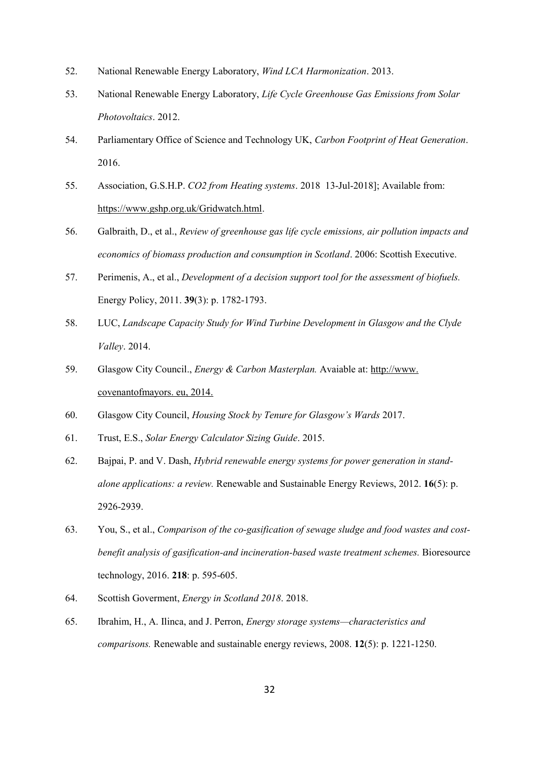52. National Renewable Energy Laboratory, *Wind LCA Harmonization*. 2013.
53. National Renewable Energy Laboratory, *Life Cycle Greenhouse Gas Emissions from Solar Photovoltaics*. 2012.
54. Parliamentary Office of Science and Technology UK, *Carbon Footprint of Heat Generation*. 2016.
55. Association, G.S.H.P. *CO2 from Heating systems*. 2018 13-Jul-2018]; Available from: https://www.gshp.org.uk/Gridwatch.html.
56. Galbraith, D., et al., *Review of greenhouse gas life cycle emissions, air pollution impacts and economics of biomass production and consumption in Scotland*. 2006: Scottish Executive.
57. Perimenis, A., et al., *Development of a decision support tool for the assessment of biofuels.* Energy Policy, 2011. **39**(3): p. 1782-1793.
58. LUC, *Landscape Capacity Study for Wind Turbine Development in Glasgow and the Clyde Valley*. 2014.
59. Glasgow City Council., *Energy & Carbon Masterplan.* Avaiable at: http://www. covenantofmayors. eu, 2014.
60. Glasgow City Council, *Housing Stock by Tenure for Glasgow's Wards* 2017.
61. Trust, E.S., *Solar Energy Calculator Sizing Guide*. 2015.
62. Bajpai, P. and V. Dash, *Hybrid renewable energy systems for power generation in stand-alone applications: a review.* Renewable and Sustainable Energy Reviews, 2012. **16**(5): p. 2926-2939.
63. You, S., et al., *Comparison of the co-gasification of sewage sludge and food wastes and cost-benefit analysis of gasification-and incineration-based waste treatment schemes.* Bioresource technology, 2016. **218**: p. 595-605.
64. Scottish Goverment, *Energy in Scotland 2018*. 2018.
65. Ibrahim, H., A. Ilinca, and J. Perron, *Energy storage systems—characteristics and comparisons.* Renewable and sustainable energy reviews, 2008. **12**(5): p. 1221-1250.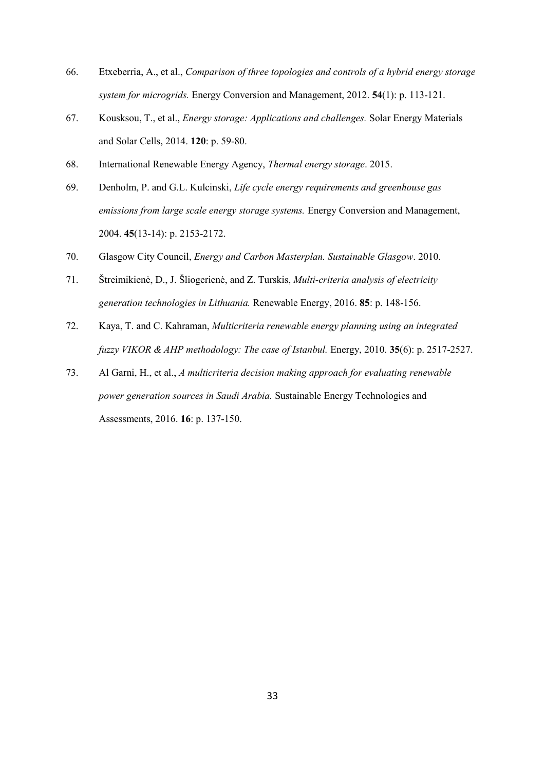66. Etxeberria, A., et al., *Comparison of three topologies and controls of a hybrid energy storage system for microgrids.* Energy Conversion and Management, 2012. **54**(1): p. 113-121.
67. Kousksou, T., et al., *Energy storage: Applications and challenges.* Solar Energy Materials and Solar Cells, 2014. **120**: p. 59-80.
68. International Renewable Energy Agency, *Thermal energy storage*. 2015.
69. Denholm, P. and G.L. Kulcinski, *Life cycle energy requirements and greenhouse gas emissions from large scale energy storage systems.* Energy Conversion and Management, 2004. **45**(13-14): p. 2153-2172.
70. Glasgow City Council, *Energy and Carbon Masterplan. Sustainable Glasgow*. 2010.
71. Štreimikienė, D., J. Šliogerienė, and Z. Turskis, *Multi-criteria analysis of electricity generation technologies in Lithuania.* Renewable Energy, 2016. **85**: p. 148-156.
72. Kaya, T. and C. Kahraman, *Multicriteria renewable energy planning using an integrated fuzzy VIKOR & AHP methodology: The case of Istanbul.* Energy, 2010. **35**(6): p. 2517-2527.
73. Al Garni, H., et al., *A multicriteria decision making approach for evaluating renewable power generation sources in Saudi Arabia.* Sustainable Energy Technologies and Assessments, 2016. **16**: p. 137-150.